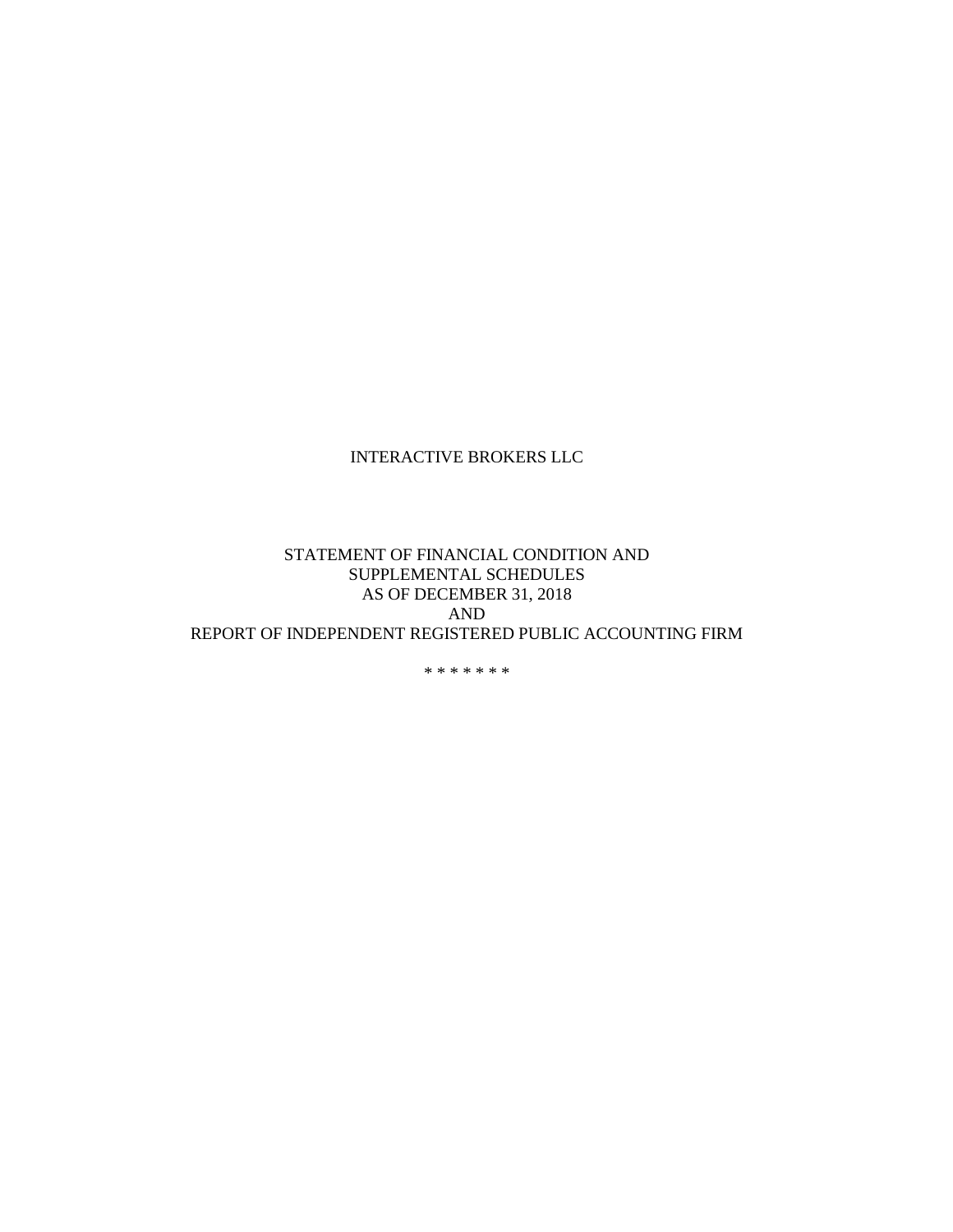# INTERACTIVE BROKERS LLC

STATEMENT OF FINANCIAL CONDITION AND
SUPPLEMENTAL SCHEDULES
AS OF DECEMBER 31, 2018
AND
REPORT OF INDEPENDENT REGISTERED PUBLIC ACCOUNTING FIRM

* * * * * * *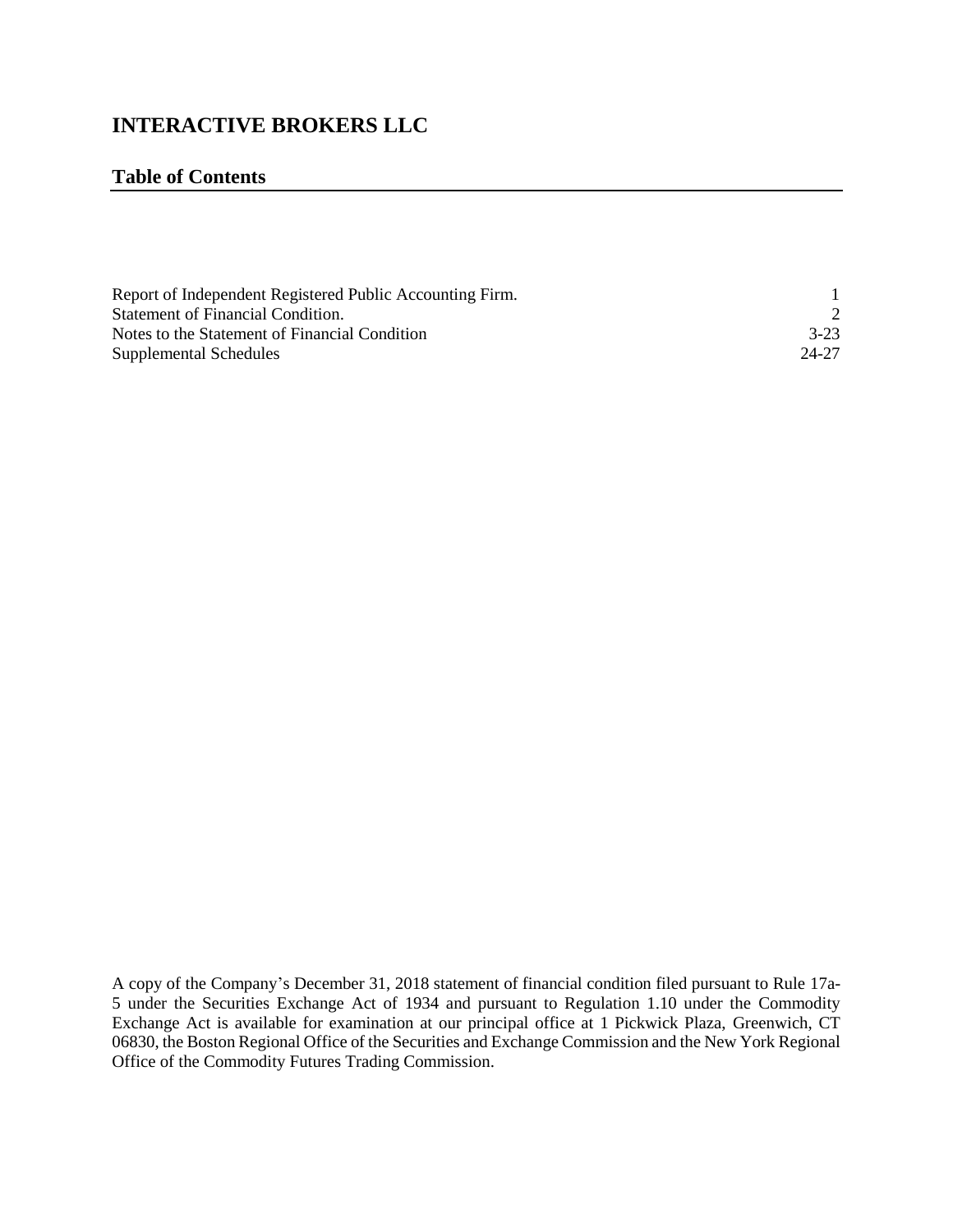# INTERACTIVE BROKERS LLC

## Table of Contents

| | |
|---|---|
| Report of Independent Registered Public Accounting Firm. | 1 |
| Statement of Financial Condition. | 2 |
| Notes to the Statement of Financial Condition | 3-23 |
| Supplemental Schedules | 24-27 |

A copy of the Company's December 31, 2018 statement of financial condition filed pursuant to Rule 17a-5 under the Securities Exchange Act of 1934 and pursuant to Regulation 1.10 under the Commodity Exchange Act is available for examination at our principal office at 1 Pickwick Plaza, Greenwich, CT 06830, the Boston Regional Office of the Securities and Exchange Commission and the New York Regional Office of the Commodity Futures Trading Commission.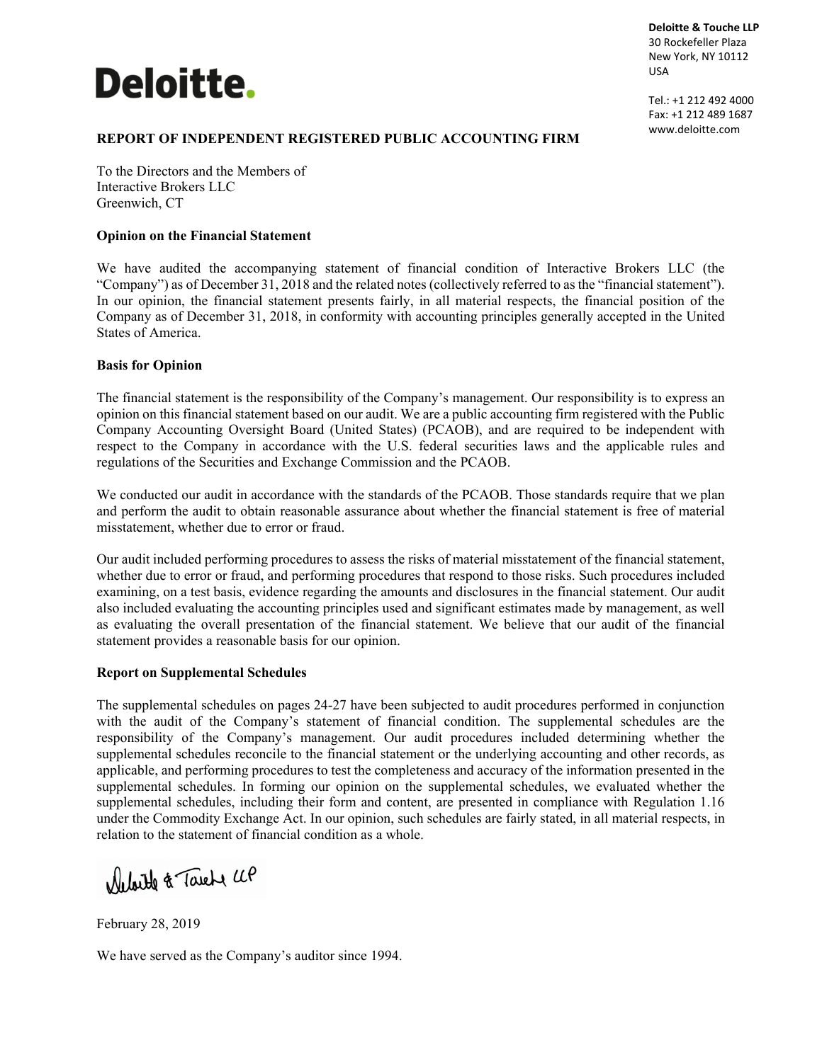**Deloitte.**

**Deloitte & Touche LLP**
30 Rockefeller Plaza
New York, NY 10112
USA

Tel.: +1 212 492 4000
Fax: +1 212 489 1687
www.deloitte.com

**REPORT OF INDEPENDENT REGISTERED PUBLIC ACCOUNTING FIRM**

To the Directors and the Members of
Interactive Brokers LLC
Greenwich, CT

**Opinion on the Financial Statement**

We have audited the accompanying statement of financial condition of Interactive Brokers LLC (the "Company") as of December 31, 2018 and the related notes (collectively referred to as the "financial statement"). In our opinion, the financial statement presents fairly, in all material respects, the financial position of the Company as of December 31, 2018, in conformity with accounting principles generally accepted in the United States of America.

**Basis for Opinion**

The financial statement is the responsibility of the Company's management. Our responsibility is to express an opinion on this financial statement based on our audit. We are a public accounting firm registered with the Public Company Accounting Oversight Board (United States) (PCAOB), and are required to be independent with respect to the Company in accordance with the U.S. federal securities laws and the applicable rules and regulations of the Securities and Exchange Commission and the PCAOB.

We conducted our audit in accordance with the standards of the PCAOB. Those standards require that we plan and perform the audit to obtain reasonable assurance about whether the financial statement is free of material misstatement, whether due to error or fraud.

Our audit included performing procedures to assess the risks of material misstatement of the financial statement, whether due to error or fraud, and performing procedures that respond to those risks. Such procedures included examining, on a test basis, evidence regarding the amounts and disclosures in the financial statement. Our audit also included evaluating the accounting principles used and significant estimates made by management, as well as evaluating the overall presentation of the financial statement. We believe that our audit of the financial statement provides a reasonable basis for our opinion.

**Report on Supplemental Schedules**

The supplemental schedules on pages 24-27 have been subjected to audit procedures performed in conjunction with the audit of the Company's statement of financial condition. The supplemental schedules are the responsibility of the Company's management. Our audit procedures included determining whether the supplemental schedules reconcile to the financial statement or the underlying accounting and other records, as applicable, and performing procedures to test the completeness and accuracy of the information presented in the supplemental schedules. In forming our opinion on the supplemental schedules, we evaluated whether the supplemental schedules, including their form and content, are presented in compliance with Regulation 1.16 under the Commodity Exchange Act. In our opinion, such schedules are fairly stated, in all material respects, in relation to the statement of financial condition as a whole.

Deloitte & Touche LLP

February 28, 2019

We have served as the Company's auditor since 1994.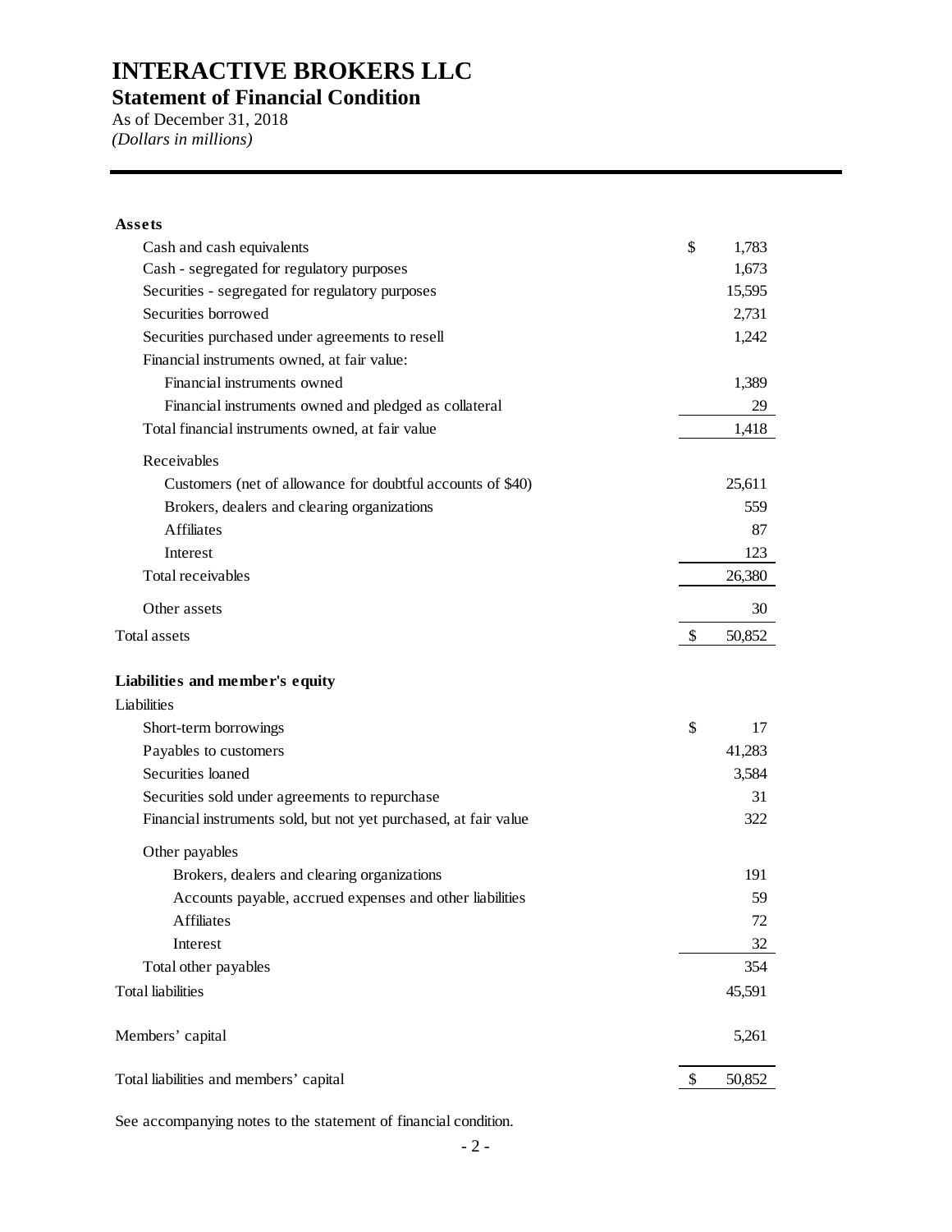# INTERACTIVE BROKERS LLC

## Statement of Financial Condition

As of December 31, 2018

*(Dollars in millions)*

| | |
|---|---|
| **Assets** | |
| Cash and cash equivalents | $ 1,783 |
| Cash - segregated for regulatory purposes | 1,673 |
| Securities - segregated for regulatory purposes | 15,595 |
| Securities borrowed | 2,731 |
| Securities purchased under agreements to resell | 1,242 |
| Financial instruments owned, at fair value: | |
| Financial instruments owned | 1,389 |
| Financial instruments owned and pledged as collateral | 29 |
| Total financial instruments owned, at fair value | 1,418 |
| Receivables | |
| Customers (net of allowance for doubtful accounts of $40) | 25,611 |
| Brokers, dealers and clearing organizations | 559 |
| Affiliates | 87 |
| Interest | 123 |
| Total receivables | 26,380 |
| Other assets | 30 |
| Total assets | $ 50,852 |
| **Liabilities and member's equity** | |
| Liabilities | |
| Short-term borrowings | $ 17 |
| Payables to customers | 41,283 |
| Securities loaned | 3,584 |
| Securities sold under agreements to repurchase | 31 |
| Financial instruments sold, but not yet purchased, at fair value | 322 |
| Other payables | |
| Brokers, dealers and clearing organizations | 191 |
| Accounts payable, accrued expenses and other liabilities | 59 |
| Affiliates | 72 |
| Interest | 32 |
| Total other payables | 354 |
| Total liabilities | 45,591 |
| Members' capital | 5,261 |
| Total liabilities and members' capital | $ 50,852 |

See accompanying notes to the statement of financial condition.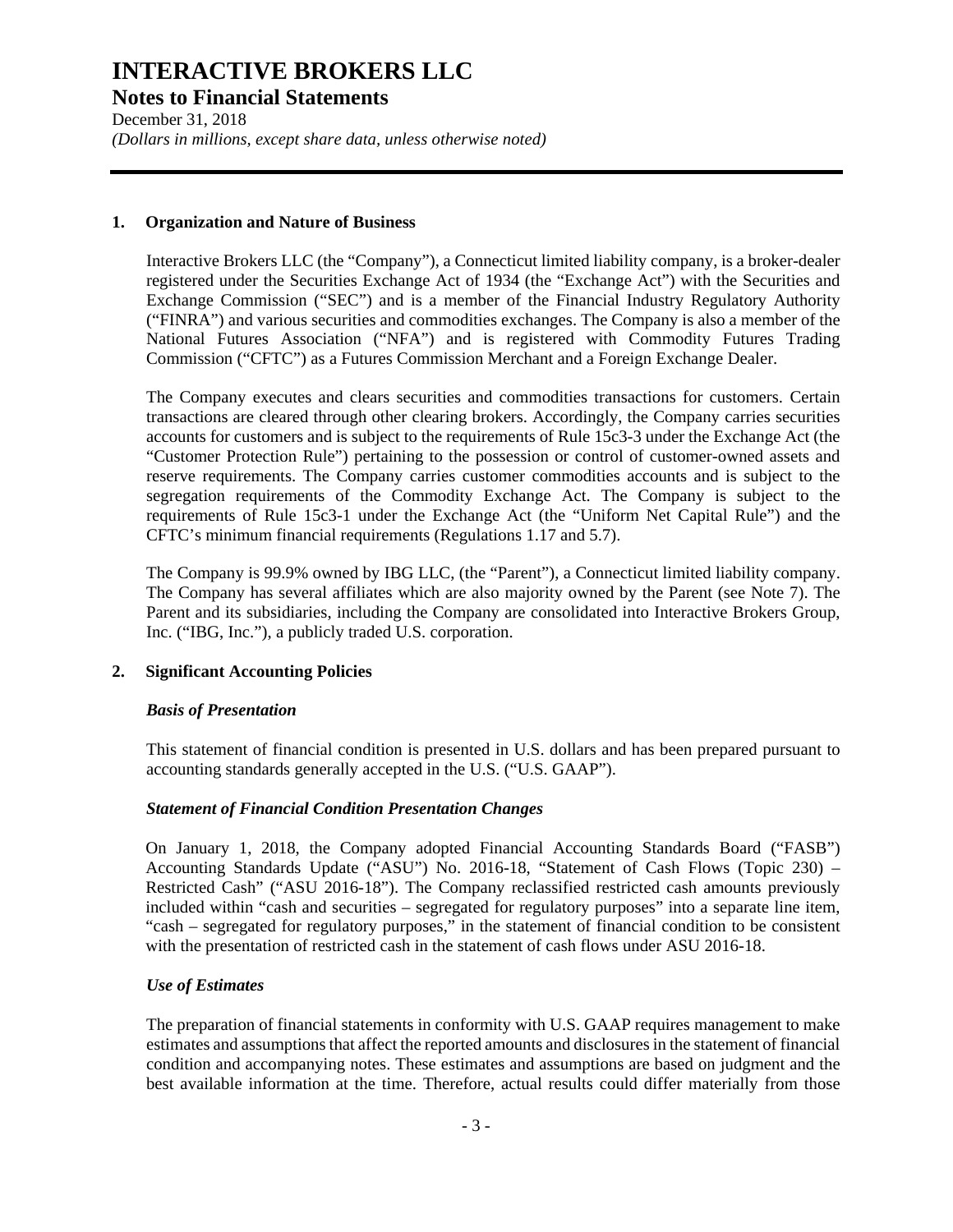## 1. Organization and Nature of Business

Interactive Brokers LLC (the "Company"), a Connecticut limited liability company, is a broker-dealer registered under the Securities Exchange Act of 1934 (the "Exchange Act") with the Securities and Exchange Commission ("SEC") and is a member of the Financial Industry Regulatory Authority ("FINRA") and various securities and commodities exchanges. The Company is also a member of the National Futures Association ("NFA") and is registered with Commodity Futures Trading Commission ("CFTC") as a Futures Commission Merchant and a Foreign Exchange Dealer.

The Company executes and clears securities and commodities transactions for customers. Certain transactions are cleared through other clearing brokers. Accordingly, the Company carries securities accounts for customers and is subject to the requirements of Rule 15c3-3 under the Exchange Act (the "Customer Protection Rule") pertaining to the possession or control of customer-owned assets and reserve requirements. The Company carries customer commodities accounts and is subject to the segregation requirements of the Commodity Exchange Act. The Company is subject to the requirements of Rule 15c3-1 under the Exchange Act (the "Uniform Net Capital Rule") and the CFTC's minimum financial requirements (Regulations 1.17 and 5.7).

The Company is 99.9% owned by IBG LLC, (the "Parent"), a Connecticut limited liability company. The Company has several affiliates which are also majority owned by the Parent (see Note 7). The Parent and its subsidiaries, including the Company are consolidated into Interactive Brokers Group, Inc. ("IBG, Inc."), a publicly traded U.S. corporation.

## 2. Significant Accounting Policies

### *Basis of Presentation*

This statement of financial condition is presented in U.S. dollars and has been prepared pursuant to accounting standards generally accepted in the U.S. ("U.S. GAAP").

### *Statement of Financial Condition Presentation Changes*

On January 1, 2018, the Company adopted Financial Accounting Standards Board ("FASB") Accounting Standards Update ("ASU") No. 2016-18, "Statement of Cash Flows (Topic 230) – Restricted Cash" ("ASU 2016-18"). The Company reclassified restricted cash amounts previously included within "cash and securities – segregated for regulatory purposes" into a separate line item, "cash – segregated for regulatory purposes," in the statement of financial condition to be consistent with the presentation of restricted cash in the statement of cash flows under ASU 2016-18.

### *Use of Estimates*

The preparation of financial statements in conformity with U.S. GAAP requires management to make estimates and assumptions that affect the reported amounts and disclosures in the statement of financial condition and accompanying notes. These estimates and assumptions are based on judgment and the best available information at the time. Therefore, actual results could differ materially from those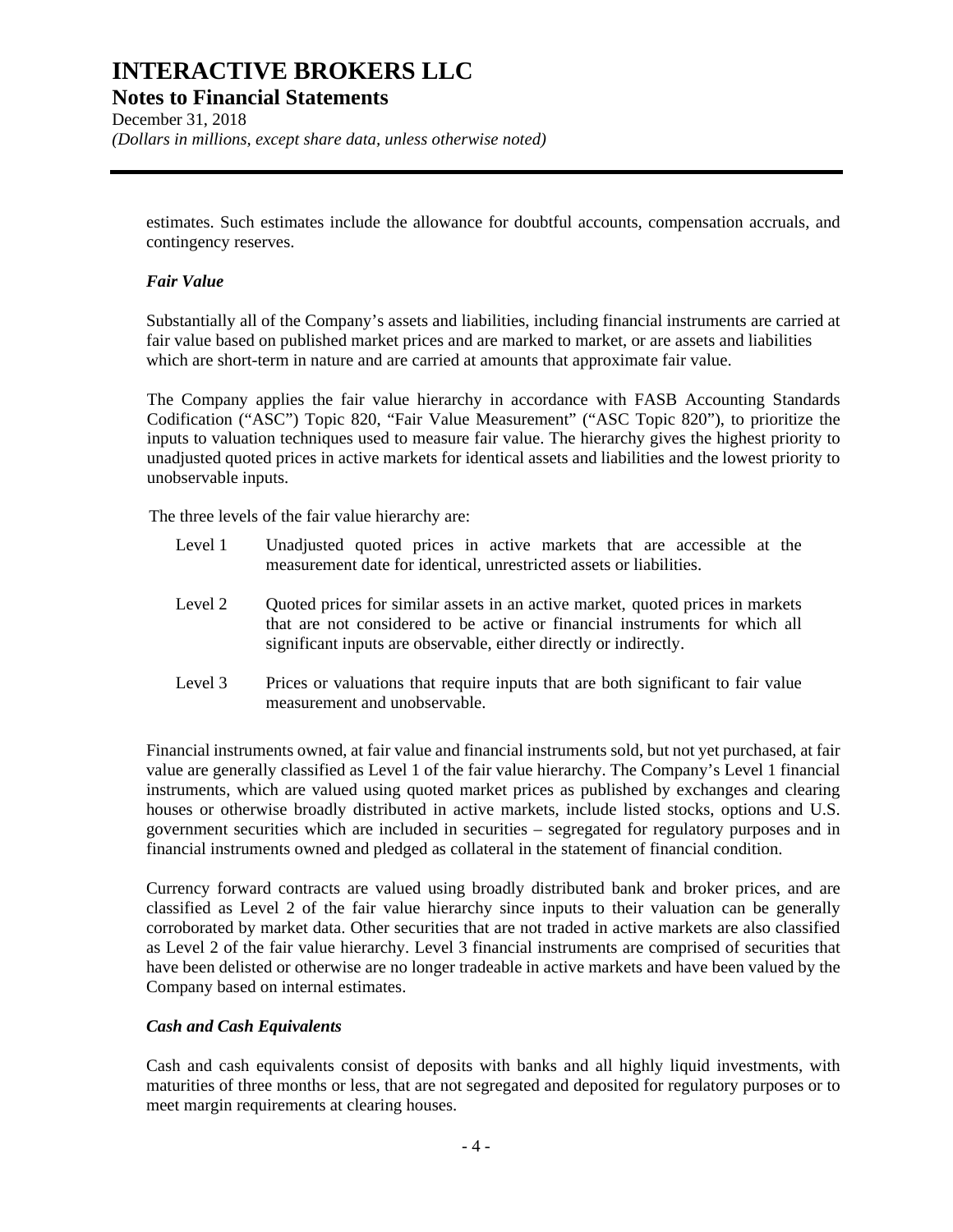estimates. Such estimates include the allowance for doubtful accounts, compensation accruals, and contingency reserves.

***Fair Value***

Substantially all of the Company's assets and liabilities, including financial instruments are carried at fair value based on published market prices and are marked to market, or are assets and liabilities which are short-term in nature and are carried at amounts that approximate fair value.

The Company applies the fair value hierarchy in accordance with FASB Accounting Standards Codification ("ASC") Topic 820, "Fair Value Measurement" ("ASC Topic 820"), to prioritize the inputs to valuation techniques used to measure fair value. The hierarchy gives the highest priority to unadjusted quoted prices in active markets for identical assets and liabilities and the lowest priority to unobservable inputs.

The three levels of the fair value hierarchy are:

- Level 1 Unadjusted quoted prices in active markets that are accessible at the measurement date for identical, unrestricted assets or liabilities.
- Level 2 Quoted prices for similar assets in an active market, quoted prices in markets that are not considered to be active or financial instruments for which all significant inputs are observable, either directly or indirectly.
- Level 3 Prices or valuations that require inputs that are both significant to fair value measurement and unobservable.

Financial instruments owned, at fair value and financial instruments sold, but not yet purchased, at fair value are generally classified as Level 1 of the fair value hierarchy. The Company's Level 1 financial instruments, which are valued using quoted market prices as published by exchanges and clearing houses or otherwise broadly distributed in active markets, include listed stocks, options and U.S. government securities which are included in securities – segregated for regulatory purposes and in financial instruments owned and pledged as collateral in the statement of financial condition.

Currency forward contracts are valued using broadly distributed bank and broker prices, and are classified as Level 2 of the fair value hierarchy since inputs to their valuation can be generally corroborated by market data. Other securities that are not traded in active markets are also classified as Level 2 of the fair value hierarchy. Level 3 financial instruments are comprised of securities that have been delisted or otherwise are no longer tradeable in active markets and have been valued by the Company based on internal estimates.

***Cash and Cash Equivalents***

Cash and cash equivalents consist of deposits with banks and all highly liquid investments, with maturities of three months or less, that are not segregated and deposited for regulatory purposes or to meet margin requirements at clearing houses.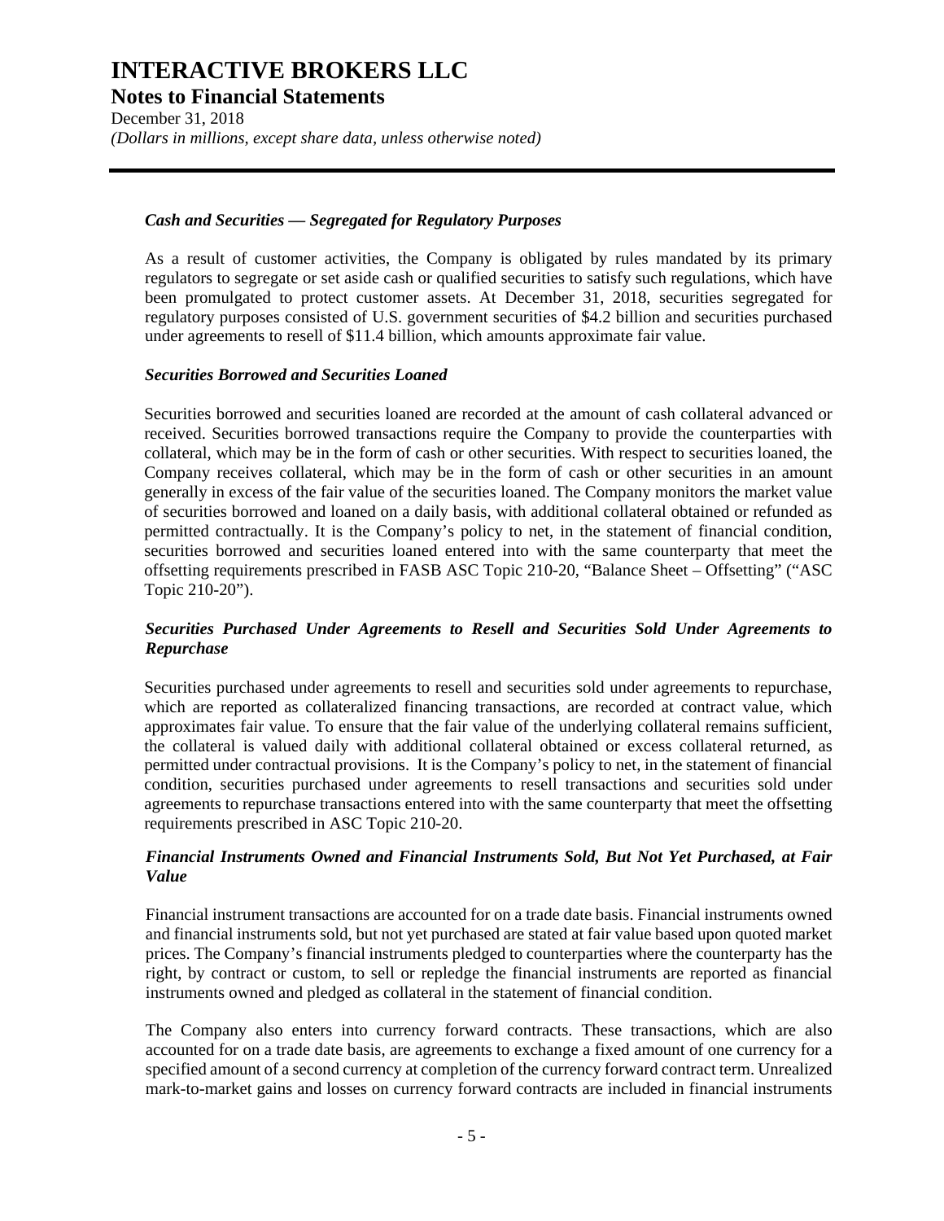### *Cash and Securities — Segregated for Regulatory Purposes*

As a result of customer activities, the Company is obligated by rules mandated by its primary regulators to segregate or set aside cash or qualified securities to satisfy such regulations, which have been promulgated to protect customer assets. At December 31, 2018, securities segregated for regulatory purposes consisted of U.S. government securities of $4.2 billion and securities purchased under agreements to resell of $11.4 billion, which amounts approximate fair value.

### *Securities Borrowed and Securities Loaned*

Securities borrowed and securities loaned are recorded at the amount of cash collateral advanced or received. Securities borrowed transactions require the Company to provide the counterparties with collateral, which may be in the form of cash or other securities. With respect to securities loaned, the Company receives collateral, which may be in the form of cash or other securities in an amount generally in excess of the fair value of the securities loaned. The Company monitors the market value of securities borrowed and loaned on a daily basis, with additional collateral obtained or refunded as permitted contractually. It is the Company's policy to net, in the statement of financial condition, securities borrowed and securities loaned entered into with the same counterparty that meet the offsetting requirements prescribed in FASB ASC Topic 210-20, "Balance Sheet – Offsetting" ("ASC Topic 210-20").

### *Securities Purchased Under Agreements to Resell and Securities Sold Under Agreements to Repurchase*

Securities purchased under agreements to resell and securities sold under agreements to repurchase, which are reported as collateralized financing transactions, are recorded at contract value, which approximates fair value. To ensure that the fair value of the underlying collateral remains sufficient, the collateral is valued daily with additional collateral obtained or excess collateral returned, as permitted under contractual provisions. It is the Company's policy to net, in the statement of financial condition, securities purchased under agreements to resell transactions and securities sold under agreements to repurchase transactions entered into with the same counterparty that meet the offsetting requirements prescribed in ASC Topic 210-20.

### *Financial Instruments Owned and Financial Instruments Sold, But Not Yet Purchased, at Fair Value*

Financial instrument transactions are accounted for on a trade date basis. Financial instruments owned and financial instruments sold, but not yet purchased are stated at fair value based upon quoted market prices. The Company's financial instruments pledged to counterparties where the counterparty has the right, by contract or custom, to sell or repledge the financial instruments are reported as financial instruments owned and pledged as collateral in the statement of financial condition.

The Company also enters into currency forward contracts. These transactions, which are also accounted for on a trade date basis, are agreements to exchange a fixed amount of one currency for a specified amount of a second currency at completion of the currency forward contract term. Unrealized mark-to-market gains and losses on currency forward contracts are included in financial instruments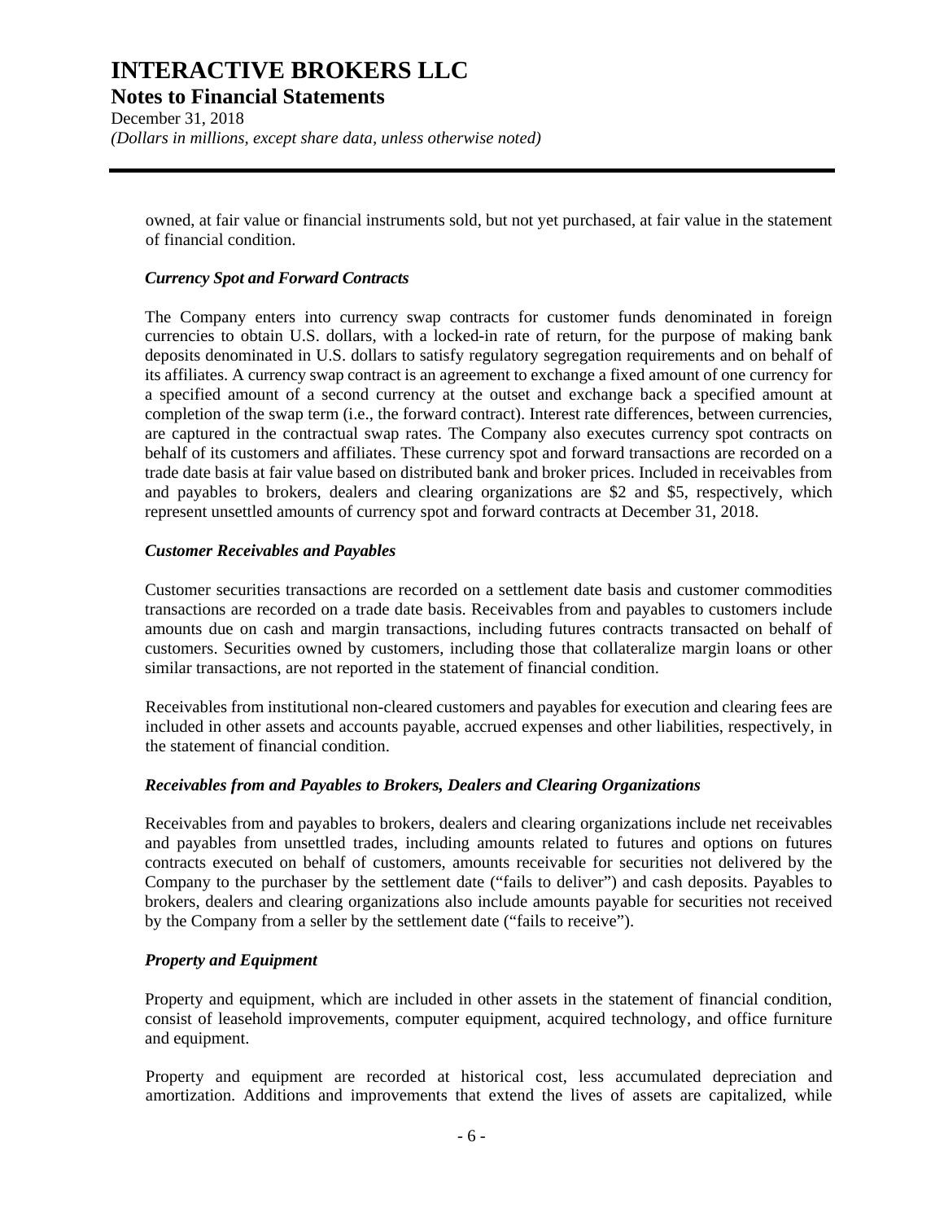owned, at fair value or financial instruments sold, but not yet purchased, at fair value in the statement of financial condition.

### *Currency Spot and Forward Contracts*

The Company enters into currency swap contracts for customer funds denominated in foreign currencies to obtain U.S. dollars, with a locked-in rate of return, for the purpose of making bank deposits denominated in U.S. dollars to satisfy regulatory segregation requirements and on behalf of its affiliates. A currency swap contract is an agreement to exchange a fixed amount of one currency for a specified amount of a second currency at the outset and exchange back a specified amount at completion of the swap term (i.e., the forward contract). Interest rate differences, between currencies, are captured in the contractual swap rates. The Company also executes currency spot contracts on behalf of its customers and affiliates. These currency spot and forward transactions are recorded on a trade date basis at fair value based on distributed bank and broker prices. Included in receivables from and payables to brokers, dealers and clearing organizations are $2 and $5, respectively, which represent unsettled amounts of currency spot and forward contracts at December 31, 2018.

### *Customer Receivables and Payables*

Customer securities transactions are recorded on a settlement date basis and customer commodities transactions are recorded on a trade date basis. Receivables from and payables to customers include amounts due on cash and margin transactions, including futures contracts transacted on behalf of customers. Securities owned by customers, including those that collateralize margin loans or other similar transactions, are not reported in the statement of financial condition.

Receivables from institutional non-cleared customers and payables for execution and clearing fees are included in other assets and accounts payable, accrued expenses and other liabilities, respectively, in the statement of financial condition.

### *Receivables from and Payables to Brokers, Dealers and Clearing Organizations*

Receivables from and payables to brokers, dealers and clearing organizations include net receivables and payables from unsettled trades, including amounts related to futures and options on futures contracts executed on behalf of customers, amounts receivable for securities not delivered by the Company to the purchaser by the settlement date ("fails to deliver") and cash deposits. Payables to brokers, dealers and clearing organizations also include amounts payable for securities not received by the Company from a seller by the settlement date ("fails to receive").

### *Property and Equipment*

Property and equipment, which are included in other assets in the statement of financial condition, consist of leasehold improvements, computer equipment, acquired technology, and office furniture and equipment.

Property and equipment are recorded at historical cost, less accumulated depreciation and amortization. Additions and improvements that extend the lives of assets are capitalized, while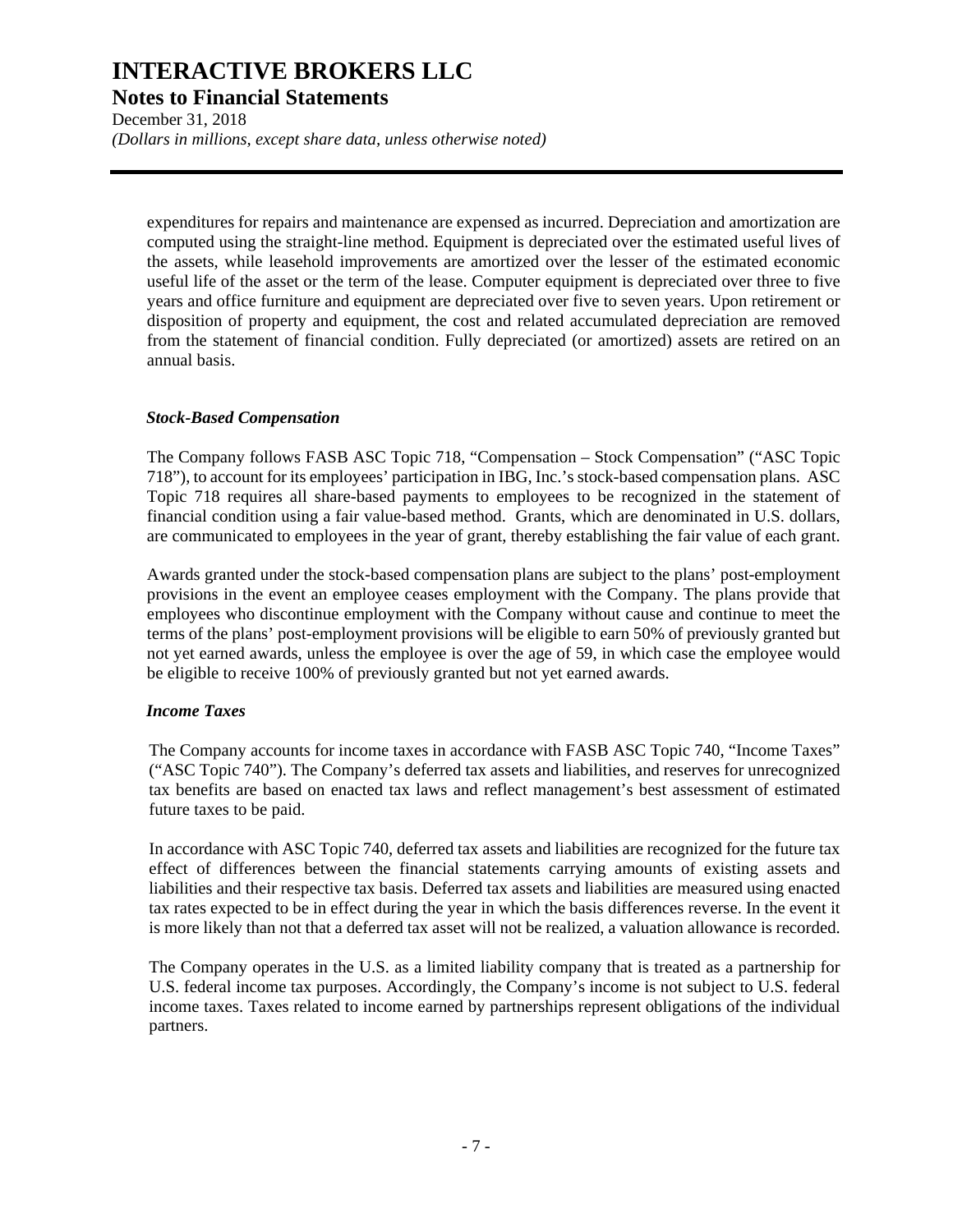expenditures for repairs and maintenance are expensed as incurred. Depreciation and amortization are computed using the straight-line method. Equipment is depreciated over the estimated useful lives of the assets, while leasehold improvements are amortized over the lesser of the estimated economic useful life of the asset or the term of the lease. Computer equipment is depreciated over three to five years and office furniture and equipment are depreciated over five to seven years. Upon retirement or disposition of property and equipment, the cost and related accumulated depreciation are removed from the statement of financial condition. Fully depreciated (or amortized) assets are retired on an annual basis.

### *Stock-Based Compensation*

The Company follows FASB ASC Topic 718, "Compensation – Stock Compensation" ("ASC Topic 718"), to account for its employees' participation in IBG, Inc.'s stock-based compensation plans. ASC Topic 718 requires all share-based payments to employees to be recognized in the statement of financial condition using a fair value-based method. Grants, which are denominated in U.S. dollars, are communicated to employees in the year of grant, thereby establishing the fair value of each grant.

Awards granted under the stock-based compensation plans are subject to the plans' post-employment provisions in the event an employee ceases employment with the Company. The plans provide that employees who discontinue employment with the Company without cause and continue to meet the terms of the plans' post-employment provisions will be eligible to earn 50% of previously granted but not yet earned awards, unless the employee is over the age of 59, in which case the employee would be eligible to receive 100% of previously granted but not yet earned awards.

### *Income Taxes*

The Company accounts for income taxes in accordance with FASB ASC Topic 740, "Income Taxes" ("ASC Topic 740"). The Company's deferred tax assets and liabilities, and reserves for unrecognized tax benefits are based on enacted tax laws and reflect management's best assessment of estimated future taxes to be paid.

In accordance with ASC Topic 740, deferred tax assets and liabilities are recognized for the future tax effect of differences between the financial statements carrying amounts of existing assets and liabilities and their respective tax basis. Deferred tax assets and liabilities are measured using enacted tax rates expected to be in effect during the year in which the basis differences reverse. In the event it is more likely than not that a deferred tax asset will not be realized, a valuation allowance is recorded.

The Company operates in the U.S. as a limited liability company that is treated as a partnership for U.S. federal income tax purposes. Accordingly, the Company's income is not subject to U.S. federal income taxes. Taxes related to income earned by partnerships represent obligations of the individual partners.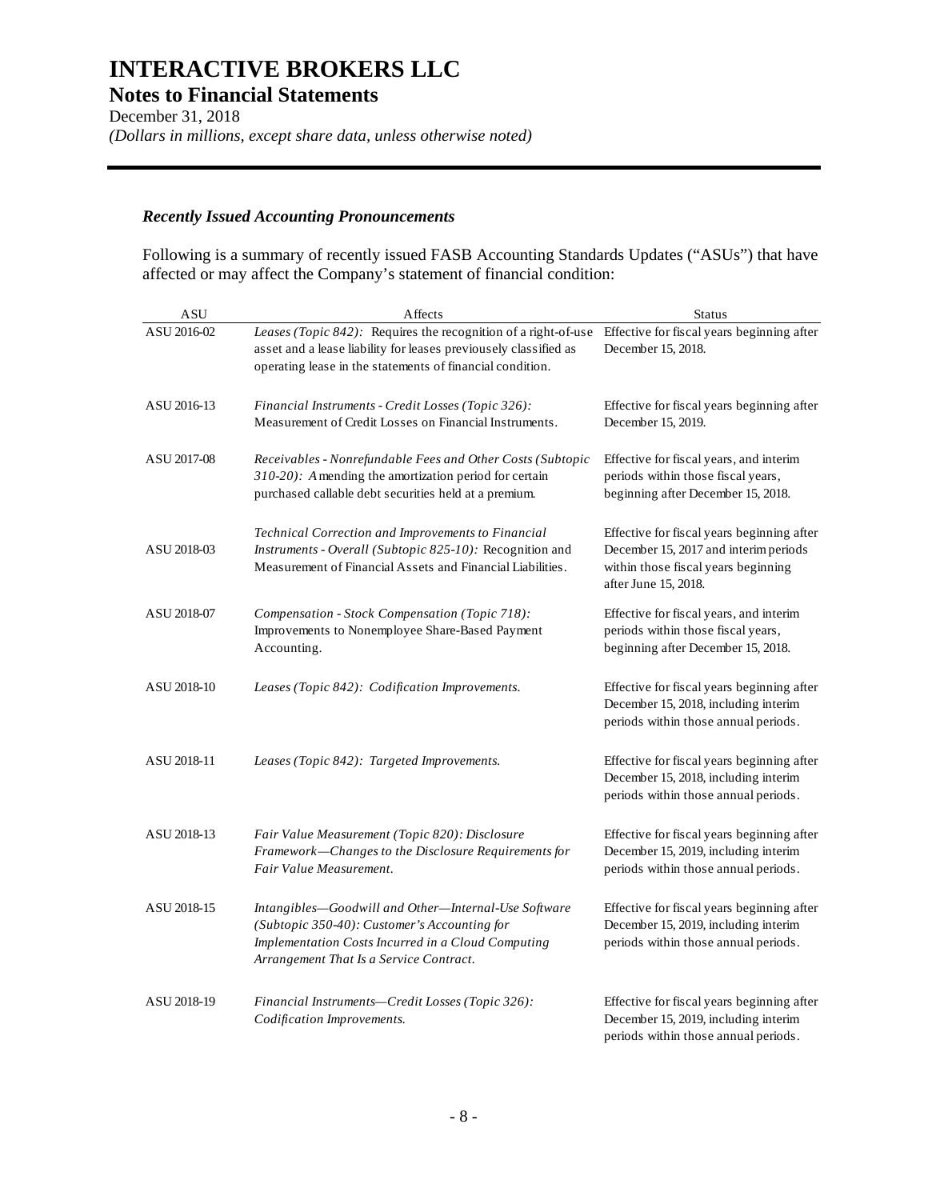# INTERACTIVE BROKERS LLC
## Notes to Financial Statements
December 31, 2018
*(Dollars in millions, except share data, unless otherwise noted)*

### *Recently Issued Accounting Pronouncements*

Following is a summary of recently issued FASB Accounting Standards Updates ("ASUs") that have affected or may affect the Company's statement of financial condition:

| ASU | Affects | Status |
|---|---|---|
| ASU 2016-02 | *Leases (Topic 842):* Requires the recognition of a right-of-use asset and a lease liability for leases previously classified as operating lease in the statements of financial condition. | Effective for fiscal years beginning after December 15, 2018. |
| ASU 2016-13 | *Financial Instruments - Credit Losses (Topic 326):* Measurement of Credit Losses on Financial Instruments. | Effective for fiscal years beginning after December 15, 2019. |
| ASU 2017-08 | *Receivables - Nonrefundable Fees and Other Costs (Subtopic 310-20):* Amending the amortization period for certain purchased callable debt securities held at a premium. | Effective for fiscal years, and interim periods within those fiscal years, beginning after December 15, 2018. |
| ASU 2018-03 | *Technical Correction and Improvements to Financial Instruments - Overall (Subtopic 825-10):* Recognition and Measurement of Financial Assets and Financial Liabilities. | Effective for fiscal years beginning after December 15, 2017 and interim periods within those fiscal years beginning after June 15, 2018. |
| ASU 2018-07 | *Compensation - Stock Compensation (Topic 718):* Improvements to Nonemployee Share-Based Payment Accounting. | Effective for fiscal years, and interim periods within those fiscal years, beginning after December 15, 2018. |
| ASU 2018-10 | *Leases (Topic 842): Codification Improvements.* | Effective for fiscal years beginning after December 15, 2018, including interim periods within those annual periods. |
| ASU 2018-11 | *Leases (Topic 842): Targeted Improvements.* | Effective for fiscal years beginning after December 15, 2018, including interim periods within those annual periods. |
| ASU 2018-13 | *Fair Value Measurement (Topic 820): Disclosure Framework—Changes to the Disclosure Requirements for Fair Value Measurement.* | Effective for fiscal years beginning after December 15, 2019, including interim periods within those annual periods. |
| ASU 2018-15 | *Intangibles—Goodwill and Other—Internal-Use Software (Subtopic 350-40): Customer's Accounting for Implementation Costs Incurred in a Cloud Computing Arrangement That Is a Service Contract.* | Effective for fiscal years beginning after December 15, 2019, including interim periods within those annual periods. |
| ASU 2018-19 | *Financial Instruments—Credit Losses (Topic 326): Codification Improvements.* | Effective for fiscal years beginning after December 15, 2019, including interim periods within those annual periods. |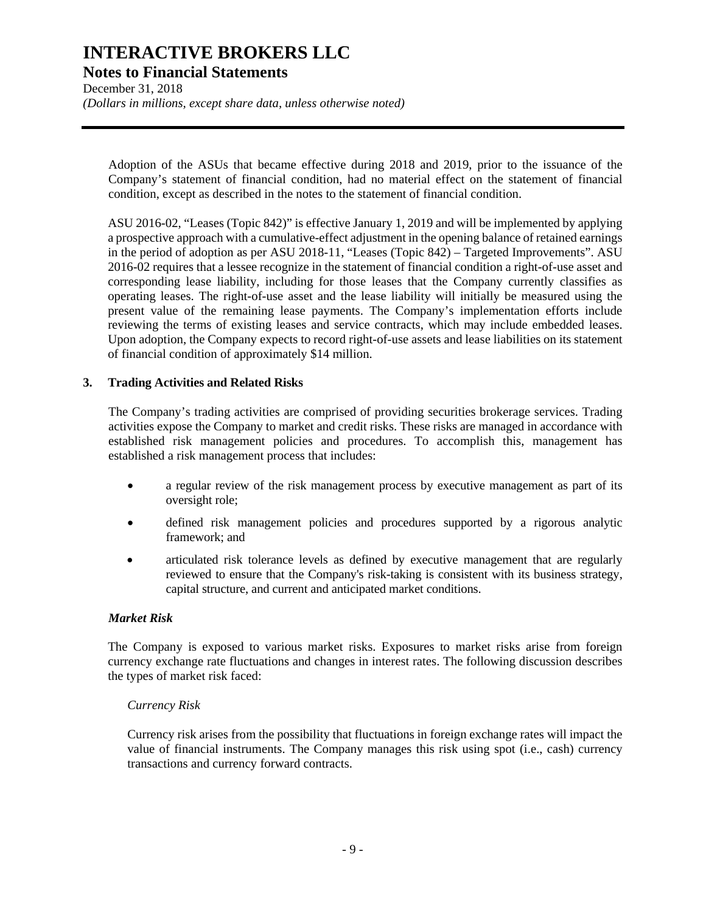Adoption of the ASUs that became effective during 2018 and 2019, prior to the issuance of the Company's statement of financial condition, had no material effect on the statement of financial condition, except as described in the notes to the statement of financial condition.

ASU 2016-02, "Leases (Topic 842)" is effective January 1, 2019 and will be implemented by applying a prospective approach with a cumulative-effect adjustment in the opening balance of retained earnings in the period of adoption as per ASU 2018-11, "Leases (Topic 842) – Targeted Improvements". ASU 2016-02 requires that a lessee recognize in the statement of financial condition a right-of-use asset and corresponding lease liability, including for those leases that the Company currently classifies as operating leases. The right-of-use asset and the lease liability will initially be measured using the present value of the remaining lease payments. The Company's implementation efforts include reviewing the terms of existing leases and service contracts, which may include embedded leases. Upon adoption, the Company expects to record right-of-use assets and lease liabilities on its statement of financial condition of approximately $14 million.

## 3. Trading Activities and Related Risks

The Company's trading activities are comprised of providing securities brokerage services. Trading activities expose the Company to market and credit risks. These risks are managed in accordance with established risk management policies and procedures. To accomplish this, management has established a risk management process that includes:

- a regular review of the risk management process by executive management as part of its oversight role;
- defined risk management policies and procedures supported by a rigorous analytic framework; and
- articulated risk tolerance levels as defined by executive management that are regularly reviewed to ensure that the Company's risk-taking is consistent with its business strategy, capital structure, and current and anticipated market conditions.

### *Market Risk*

The Company is exposed to various market risks. Exposures to market risks arise from foreign currency exchange rate fluctuations and changes in interest rates. The following discussion describes the types of market risk faced:

*Currency Risk*

Currency risk arises from the possibility that fluctuations in foreign exchange rates will impact the value of financial instruments. The Company manages this risk using spot (i.e., cash) currency transactions and currency forward contracts.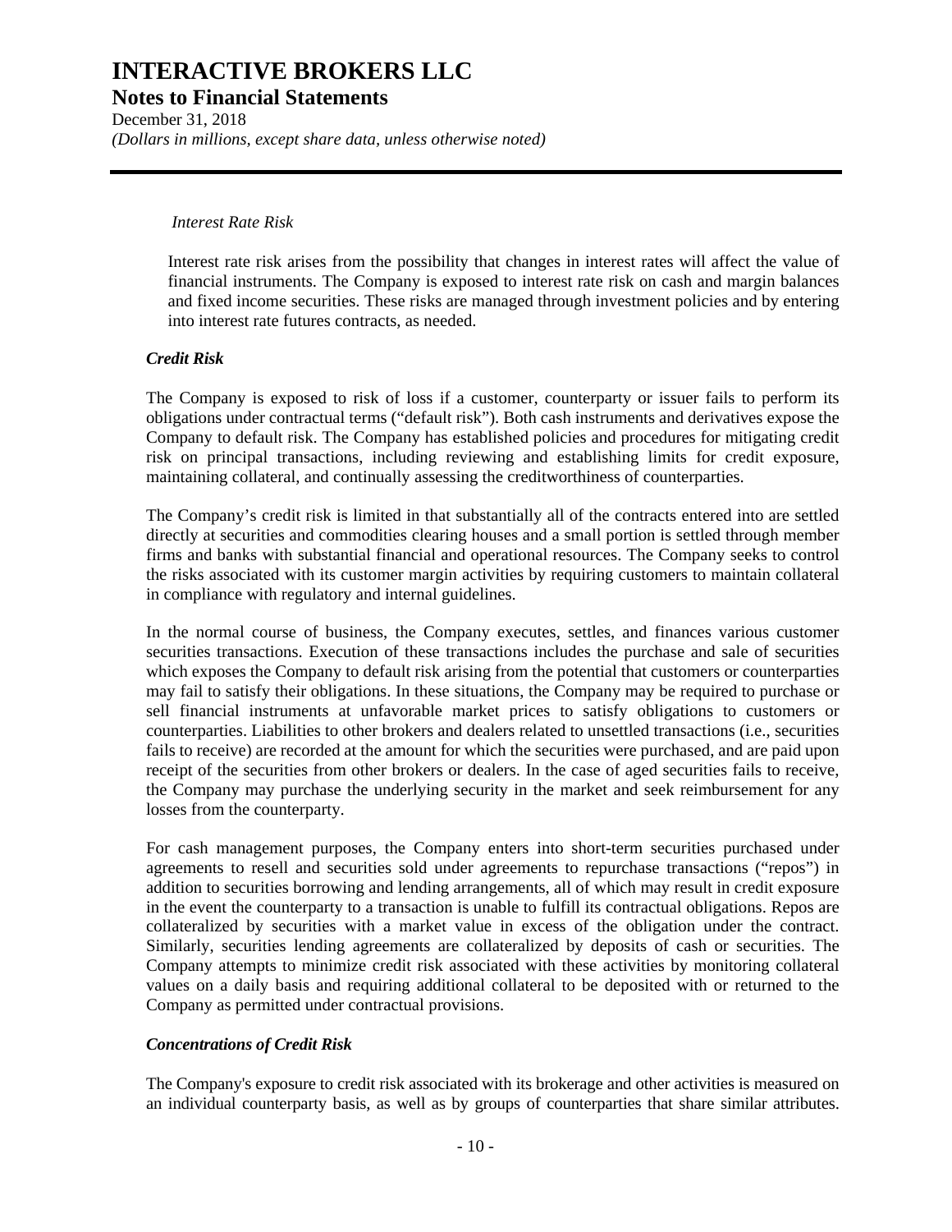*Interest Rate Risk*

Interest rate risk arises from the possibility that changes in interest rates will affect the value of financial instruments. The Company is exposed to interest rate risk on cash and margin balances and fixed income securities. These risks are managed through investment policies and by entering into interest rate futures contracts, as needed.

***Credit Risk***

The Company is exposed to risk of loss if a customer, counterparty or issuer fails to perform its obligations under contractual terms ("default risk"). Both cash instruments and derivatives expose the Company to default risk. The Company has established policies and procedures for mitigating credit risk on principal transactions, including reviewing and establishing limits for credit exposure, maintaining collateral, and continually assessing the creditworthiness of counterparties.

The Company's credit risk is limited in that substantially all of the contracts entered into are settled directly at securities and commodities clearing houses and a small portion is settled through member firms and banks with substantial financial and operational resources. The Company seeks to control the risks associated with its customer margin activities by requiring customers to maintain collateral in compliance with regulatory and internal guidelines.

In the normal course of business, the Company executes, settles, and finances various customer securities transactions. Execution of these transactions includes the purchase and sale of securities which exposes the Company to default risk arising from the potential that customers or counterparties may fail to satisfy their obligations. In these situations, the Company may be required to purchase or sell financial instruments at unfavorable market prices to satisfy obligations to customers or counterparties. Liabilities to other brokers and dealers related to unsettled transactions (i.e., securities fails to receive) are recorded at the amount for which the securities were purchased, and are paid upon receipt of the securities from other brokers or dealers. In the case of aged securities fails to receive, the Company may purchase the underlying security in the market and seek reimbursement for any losses from the counterparty.

For cash management purposes, the Company enters into short-term securities purchased under agreements to resell and securities sold under agreements to repurchase transactions ("repos") in addition to securities borrowing and lending arrangements, all of which may result in credit exposure in the event the counterparty to a transaction is unable to fulfill its contractual obligations. Repos are collateralized by securities with a market value in excess of the obligation under the contract. Similarly, securities lending agreements are collateralized by deposits of cash or securities. The Company attempts to minimize credit risk associated with these activities by monitoring collateral values on a daily basis and requiring additional collateral to be deposited with or returned to the Company as permitted under contractual provisions.

***Concentrations of Credit Risk***

The Company's exposure to credit risk associated with its brokerage and other activities is measured on an individual counterparty basis, as well as by groups of counterparties that share similar attributes.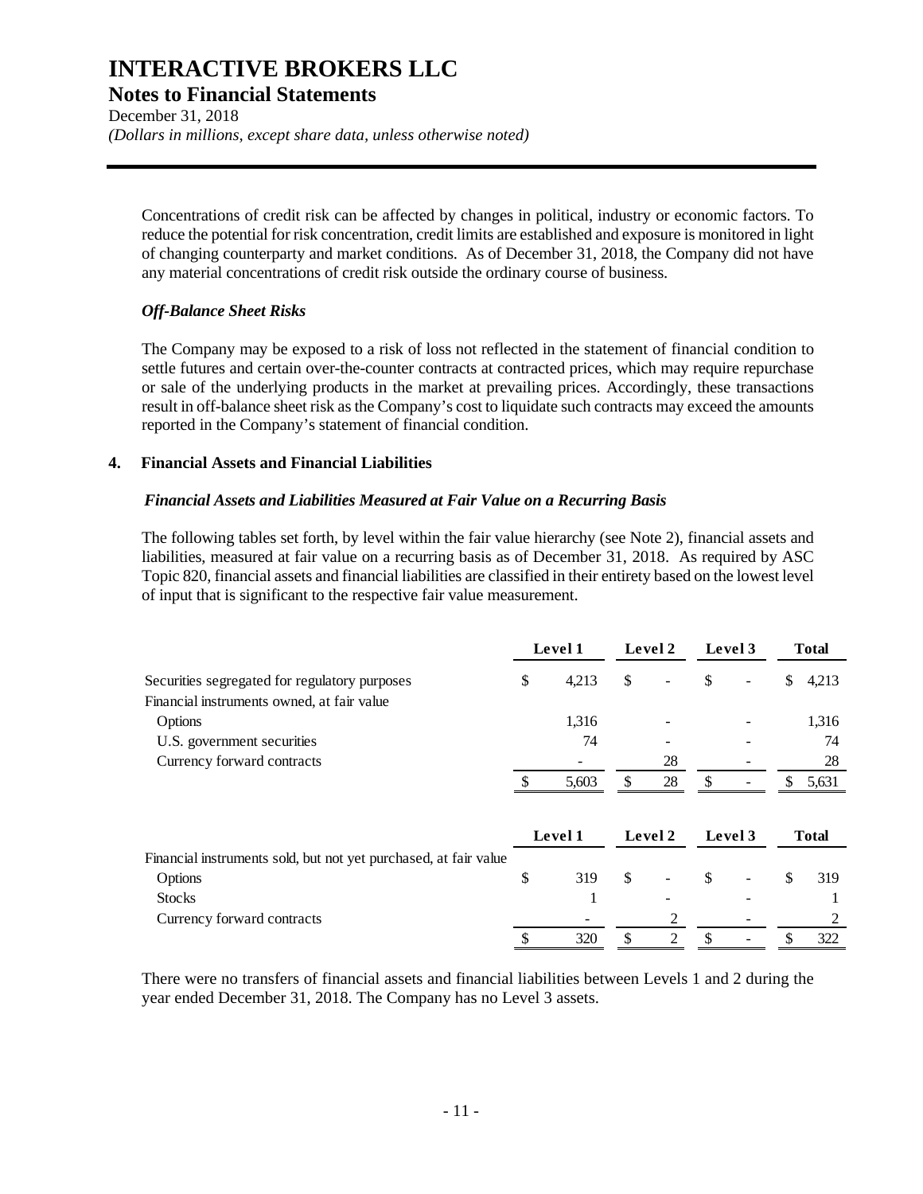# INTERACTIVE BROKERS LLC

## Notes to Financial Statements

December 31, 2018

*(Dollars in millions, except share data, unless otherwise noted)*

Concentrations of credit risk can be affected by changes in political, industry or economic factors. To reduce the potential for risk concentration, credit limits are established and exposure is monitored in light of changing counterparty and market conditions. As of December 31, 2018, the Company did not have any material concentrations of credit risk outside the ordinary course of business.

### *Off-Balance Sheet Risks*

The Company may be exposed to a risk of loss not reflected in the statement of financial condition to settle futures and certain over-the-counter contracts at contracted prices, which may require repurchase or sale of the underlying products in the market at prevailing prices. Accordingly, these transactions result in off-balance sheet risk as the Company's cost to liquidate such contracts may exceed the amounts reported in the Company's statement of financial condition.

### 4. Financial Assets and Financial Liabilities

#### *Financial Assets and Liabilities Measured at Fair Value on a Recurring Basis*

The following tables set forth, by level within the fair value hierarchy (see Note 2), financial assets and liabilities, measured at fair value on a recurring basis as of December 31, 2018. As required by ASC Topic 820, financial assets and financial liabilities are classified in their entirety based on the lowest level of input that is significant to the respective fair value measurement.

| | Level 1 | Level 2 | Level 3 | Total |
|---|---|---|---|---|
| Securities segregated for regulatory purposes | $ 4,213 | $ - | $ - | $ 4,213 |
| Financial instruments owned, at fair value | | | | |
| Options | 1,316 | - | - | 1,316 |
| U.S. government securities | 74 | - | - | 74 |
| Currency forward contracts | - | 28 | - | 28 |
| | $ 5,603 | $ 28 | $ - | $ 5,631 |

| | Level 1 | Level 2 | Level 3 | Total |
|---|---|---|---|---|
| Financial instruments sold, but not yet purchased, at fair value | | | | |
| Options | $ 319 | $ - | $ - | $ 319 |
| Stocks | 1 | - | - | 1 |
| Currency forward contracts | - | 2 | - | 2 |
| | $ 320 | $ 2 | $ - | $ 322 |

There were no transfers of financial assets and financial liabilities between Levels 1 and 2 during the year ended December 31, 2018. The Company has no Level 3 assets.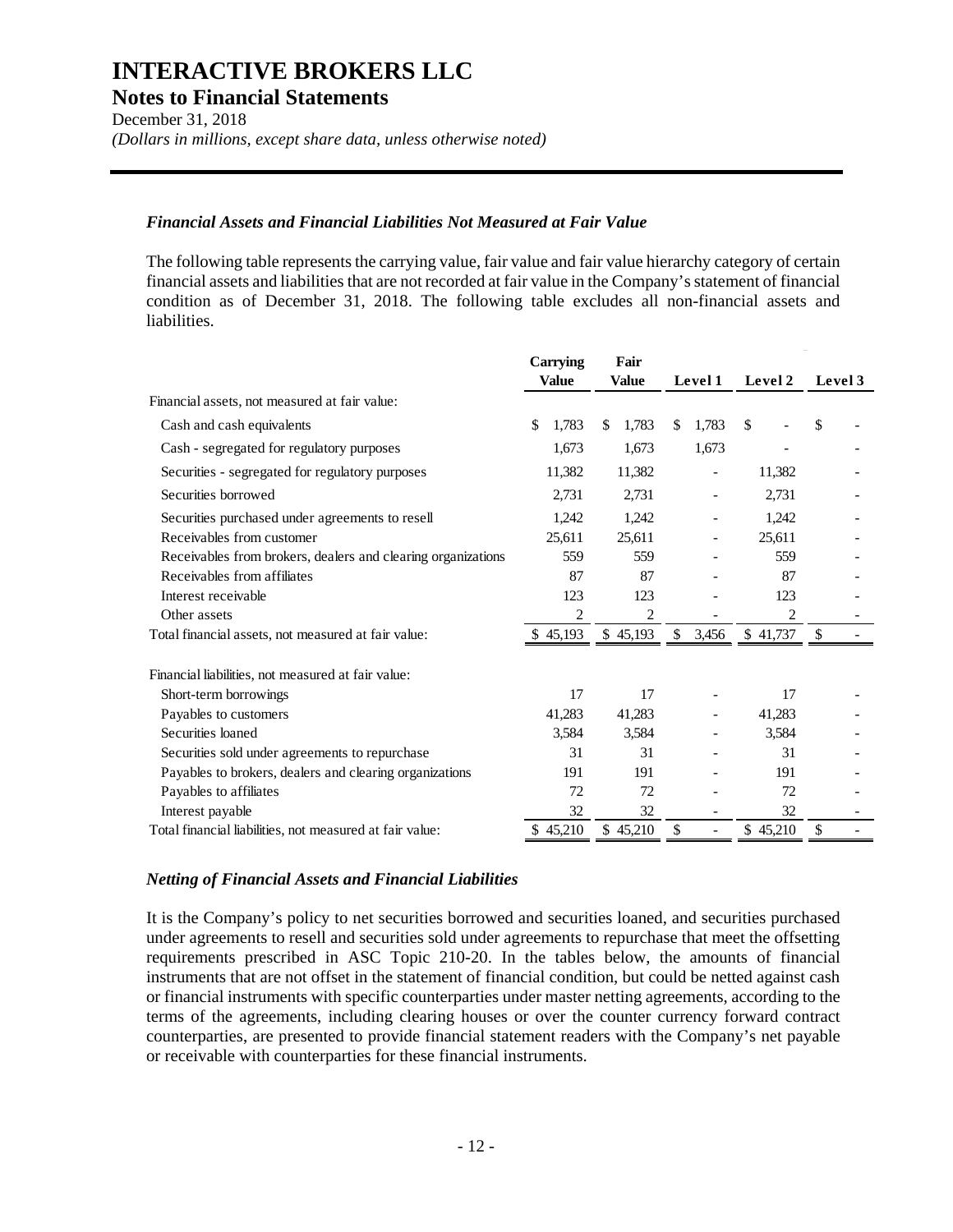# INTERACTIVE BROKERS LLC

## Notes to Financial Statements

December 31, 2018

*(Dollars in millions, except share data, unless otherwise noted)*

### *Financial Assets and Financial Liabilities Not Measured at Fair Value*

The following table represents the carrying value, fair value and fair value hierarchy category of certain financial assets and liabilities that are not recorded at fair value in the Company's statement of financial condition as of December 31, 2018. The following table excludes all non-financial assets and liabilities.

| | Carrying Value | Fair Value | Level 1 | Level 2 | Level 3 |
|---|---|---|---|---|---|
| Financial assets, not measured at fair value: | | | | | |
| Cash and cash equivalents | $ 1,783 | $ 1,783 | $ 1,783 | $ - | $ - |
| Cash - segregated for regulatory purposes | 1,673 | 1,673 | 1,673 | - | - |
| Securities - segregated for regulatory purposes | 11,382 | 11,382 | - | 11,382 | - |
| Securities borrowed | 2,731 | 2,731 | - | 2,731 | - |
| Securities purchased under agreements to resell | 1,242 | 1,242 | - | 1,242 | - |
| Receivables from customer | 25,611 | 25,611 | - | 25,611 | - |
| Receivables from brokers, dealers and clearing organizations | 559 | 559 | - | 559 | - |
| Receivables from affiliates | 87 | 87 | - | 87 | - |
| Interest receivable | 123 | 123 | - | 123 | - |
| Other assets | 2 | 2 | - | 2 | - |
| Total financial assets, not measured at fair value: | $ 45,193 | $ 45,193 | $ 3,456 | $ 41,737 | $ - |
| Financial liabilities, not measured at fair value: | | | | | |
| Short-term borrowings | 17 | 17 | - | 17 | - |
| Payables to customers | 41,283 | 41,283 | - | 41,283 | - |
| Securities loaned | 3,584 | 3,584 | - | 3,584 | - |
| Securities sold under agreements to repurchase | 31 | 31 | - | 31 | - |
| Payables to brokers, dealers and clearing organizations | 191 | 191 | - | 191 | - |
| Payables to affiliates | 72 | 72 | - | 72 | - |
| Interest payable | 32 | 32 | - | 32 | - |
| Total financial liabilities, not measured at fair value: | $ 45,210 | $ 45,210 | $ - | $ 45,210 | $ - |

### *Netting of Financial Assets and Financial Liabilities*

It is the Company's policy to net securities borrowed and securities loaned, and securities purchased under agreements to resell and securities sold under agreements to repurchase that meet the offsetting requirements prescribed in ASC Topic 210-20. In the tables below, the amounts of financial instruments that are not offset in the statement of financial condition, but could be netted against cash or financial instruments with specific counterparties under master netting agreements, according to the terms of the agreements, including clearing houses or over the counter currency forward contract counterparties, are presented to provide financial statement readers with the Company's net payable or receivable with counterparties for these financial instruments.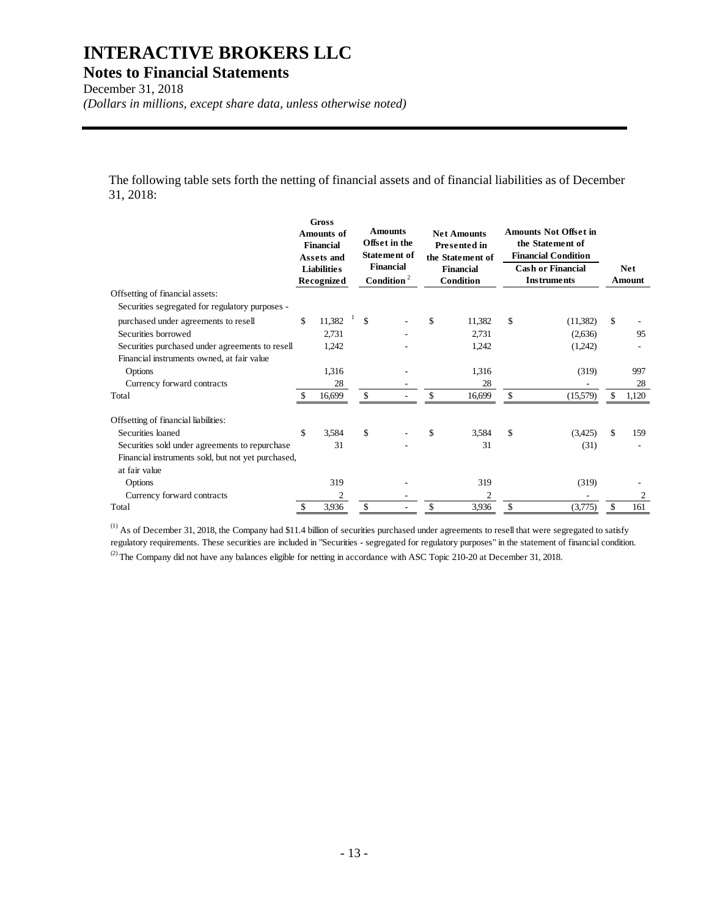# INTERACTIVE BROKERS LLC
## Notes to Financial Statements
December 31, 2018
*(Dollars in millions, except share data, unless otherwise noted)*

The following table sets forth the netting of financial assets and of financial liabilities as of December 31, 2018:

| | Gross Amounts of Financial Assets and Liabilities Recognized | Amounts Offset in the Statement of Financial Condition [2] | Net Amounts Presented in the Statement of Financial Condition | Amounts Not Offset in the Statement of Financial Condition: Cash or Financial Instruments | Net Amount |
|---|---|---|---|---|---|
| Offsetting of financial assets: | | | | | |
| Securities segregated for regulatory purposes - purchased under agreements to resell | $ 11,382 [1] | $ - | $ 11,382 | $ (11,382) | $ - |
| Securities borrowed | 2,731 | - | 2,731 | (2,636) | 95 |
| Securities purchased under agreements to resell | 1,242 | - | 1,242 | (1,242) | - |
| Financial instruments owned, at fair value | | | | | |
| Options | 1,316 | - | 1,316 | (319) | 997 |
| Currency forward contracts | 28 | - | 28 | - | 28 |
| Total | $ 16,699 | $ - | $ 16,699 | $ (15,579) | $ 1,120 |
| Offsetting of financial liabilities: | | | | | |
| Securities loaned | $ 3,584 | $ - | $ 3,584 | $ (3,425) | $ 159 |
| Securities sold under agreements to repurchase | 31 | - | 31 | (31) | - |
| Financial instruments sold, but not yet purchased, at fair value | | | | | |
| Options | 319 | - | 319 | (319) | - |
| Currency forward contracts | 2 | - | 2 | - | 2 |
| Total | $ 3,936 | $ - | $ 3,936 | $ (3,775) | $ 161 |

(1) As of December 31, 2018, the Company had $11.4 billion of securities purchased under agreements to resell that were segregated to satisfy regulatory requirements. These securities are included in "Securities - segregated for regulatory purposes" in the statement of financial condition.

(2) The Company did not have any balances eligible for netting in accordance with ASC Topic 210-20 at December 31, 2018.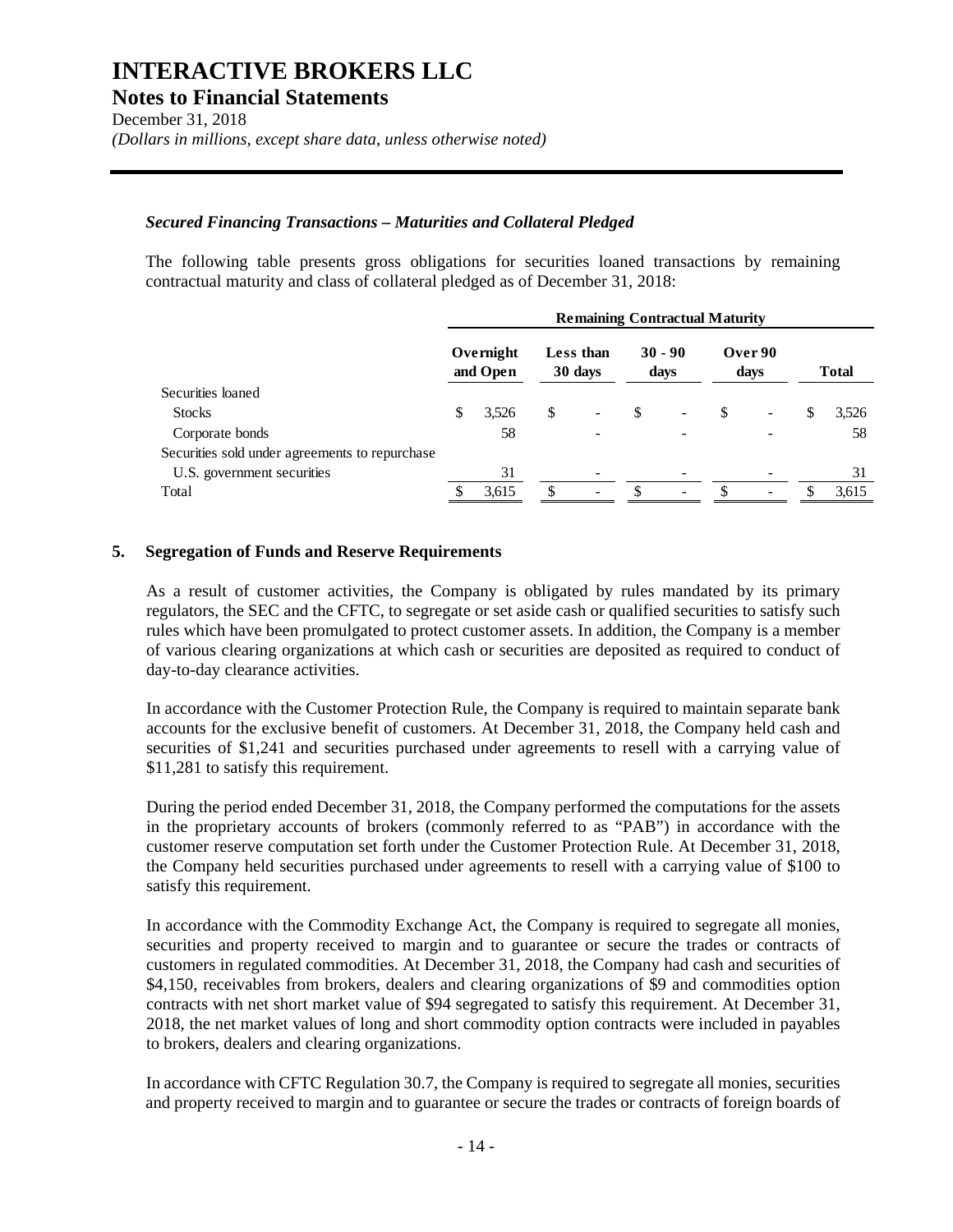*Secured Financing Transactions – Maturities and Collateral Pledged*

The following table presents gross obligations for securities loaned transactions by remaining contractual maturity and class of collateral pledged as of December 31, 2018:

| | Remaining Contractual Maturity | | | | |
|---|---|---|---|---|---|
| | Overnight and Open | Less than 30 days | 30 - 90 days | Over 90 days | Total |
| Securities loaned | | | | | |
| Stocks | $ 3,526 | $ - | $ - | $ - | $ 3,526 |
| Corporate bonds | 58 | - | - | - | 58 |
| Securities sold under agreements to repurchase | | | | | |
| U.S. government securities | 31 | - | - | - | 31 |
| Total | $ 3,615 | $ - | $ - | $ - | $ 3,615 |

## 5. Segregation of Funds and Reserve Requirements

As a result of customer activities, the Company is obligated by rules mandated by its primary regulators, the SEC and the CFTC, to segregate or set aside cash or qualified securities to satisfy such rules which have been promulgated to protect customer assets. In addition, the Company is a member of various clearing organizations at which cash or securities are deposited as required to conduct of day-to-day clearance activities.

In accordance with the Customer Protection Rule, the Company is required to maintain separate bank accounts for the exclusive benefit of customers. At December 31, 2018, the Company held cash and securities of $1,241 and securities purchased under agreements to resell with a carrying value of $11,281 to satisfy this requirement.

During the period ended December 31, 2018, the Company performed the computations for the assets in the proprietary accounts of brokers (commonly referred to as "PAB") in accordance with the customer reserve computation set forth under the Customer Protection Rule. At December 31, 2018, the Company held securities purchased under agreements to resell with a carrying value of $100 to satisfy this requirement.

In accordance with the Commodity Exchange Act, the Company is required to segregate all monies, securities and property received to margin and to guarantee or secure the trades or contracts of customers in regulated commodities. At December 31, 2018, the Company had cash and securities of $4,150, receivables from brokers, dealers and clearing organizations of $9 and commodities option contracts with net short market value of $94 segregated to satisfy this requirement. At December 31, 2018, the net market values of long and short commodity option contracts were included in payables to brokers, dealers and clearing organizations.

In accordance with CFTC Regulation 30.7, the Company is required to segregate all monies, securities and property received to margin and to guarantee or secure the trades or contracts of foreign boards of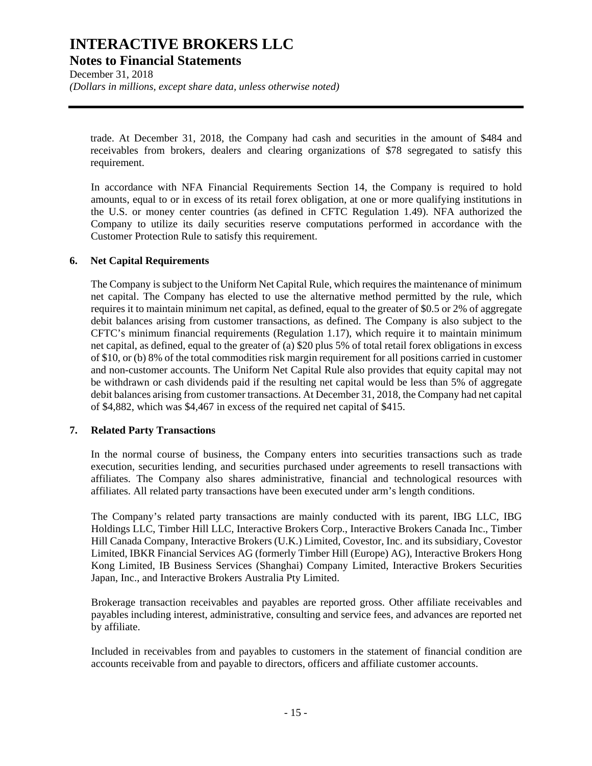trade. At December 31, 2018, the Company had cash and securities in the amount of $484 and receivables from brokers, dealers and clearing organizations of $78 segregated to satisfy this requirement.

In accordance with NFA Financial Requirements Section 14, the Company is required to hold amounts, equal to or in excess of its retail forex obligation, at one or more qualifying institutions in the U.S. or money center countries (as defined in CFTC Regulation 1.49). NFA authorized the Company to utilize its daily securities reserve computations performed in accordance with the Customer Protection Rule to satisfy this requirement.

**6. Net Capital Requirements**

The Company is subject to the Uniform Net Capital Rule, which requires the maintenance of minimum net capital. The Company has elected to use the alternative method permitted by the rule, which requires it to maintain minimum net capital, as defined, equal to the greater of $0.5 or 2% of aggregate debit balances arising from customer transactions, as defined. The Company is also subject to the CFTC's minimum financial requirements (Regulation 1.17), which require it to maintain minimum net capital, as defined, equal to the greater of (a) $20 plus 5% of total retail forex obligations in excess of $10, or (b) 8% of the total commodities risk margin requirement for all positions carried in customer and non-customer accounts. The Uniform Net Capital Rule also provides that equity capital may not be withdrawn or cash dividends paid if the resulting net capital would be less than 5% of aggregate debit balances arising from customer transactions. At December 31, 2018, the Company had net capital of $4,882, which was $4,467 in excess of the required net capital of $415.

**7. Related Party Transactions**

In the normal course of business, the Company enters into securities transactions such as trade execution, securities lending, and securities purchased under agreements to resell transactions with affiliates. The Company also shares administrative, financial and technological resources with affiliates. All related party transactions have been executed under arm's length conditions.

The Company's related party transactions are mainly conducted with its parent, IBG LLC, IBG Holdings LLC, Timber Hill LLC, Interactive Brokers Corp., Interactive Brokers Canada Inc., Timber Hill Canada Company, Interactive Brokers (U.K.) Limited, Covestor, Inc. and its subsidiary, Covestor Limited, IBKR Financial Services AG (formerly Timber Hill (Europe) AG), Interactive Brokers Hong Kong Limited, IB Business Services (Shanghai) Company Limited, Interactive Brokers Securities Japan, Inc., and Interactive Brokers Australia Pty Limited.

Brokerage transaction receivables and payables are reported gross. Other affiliate receivables and payables including interest, administrative, consulting and service fees, and advances are reported net by affiliate.

Included in receivables from and payables to customers in the statement of financial condition are accounts receivable from and payable to directors, officers and affiliate customer accounts.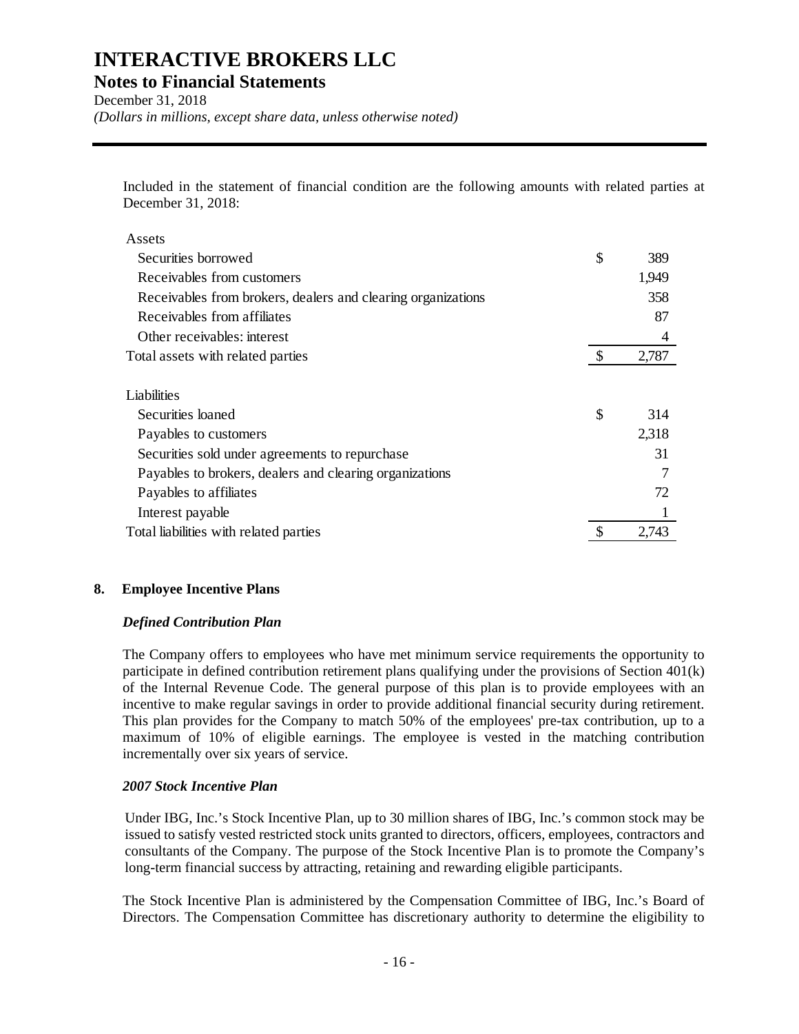Included in the statement of financial condition are the following amounts with related parties at December 31, 2018:

| | | |
|---|---|---|
| **Assets** | | |
| Securities borrowed | $ | 389 |
| Receivables from customers | | 1,949 |
| Receivables from brokers, dealers and clearing organizations | | 358 |
| Receivables from affiliates | | 87 |
| Other receivables: interest | | 4 |
| Total assets with related parties | $ | 2,787 |
| **Liabilities** | | |
| Securities loaned | $ | 314 |
| Payables to customers | | 2,318 |
| Securities sold under agreements to repurchase | | 31 |
| Payables to brokers, dealers and clearing organizations | | 7 |
| Payables to affiliates | | 72 |
| Interest payable | | 1 |
| Total liabilities with related parties | $ | 2,743 |

## 8. Employee Incentive Plans

### *Defined Contribution Plan*

The Company offers to employees who have met minimum service requirements the opportunity to participate in defined contribution retirement plans qualifying under the provisions of Section 401(k) of the Internal Revenue Code. The general purpose of this plan is to provide employees with an incentive to make regular savings in order to provide additional financial security during retirement. This plan provides for the Company to match 50% of the employees' pre-tax contribution, up to a maximum of 10% of eligible earnings. The employee is vested in the matching contribution incrementally over six years of service.

### *2007 Stock Incentive Plan*

Under IBG, Inc.'s Stock Incentive Plan, up to 30 million shares of IBG, Inc.'s common stock may be issued to satisfy vested restricted stock units granted to directors, officers, employees, contractors and consultants of the Company. The purpose of the Stock Incentive Plan is to promote the Company's long-term financial success by attracting, retaining and rewarding eligible participants.

The Stock Incentive Plan is administered by the Compensation Committee of IBG, Inc.'s Board of Directors. The Compensation Committee has discretionary authority to determine the eligibility to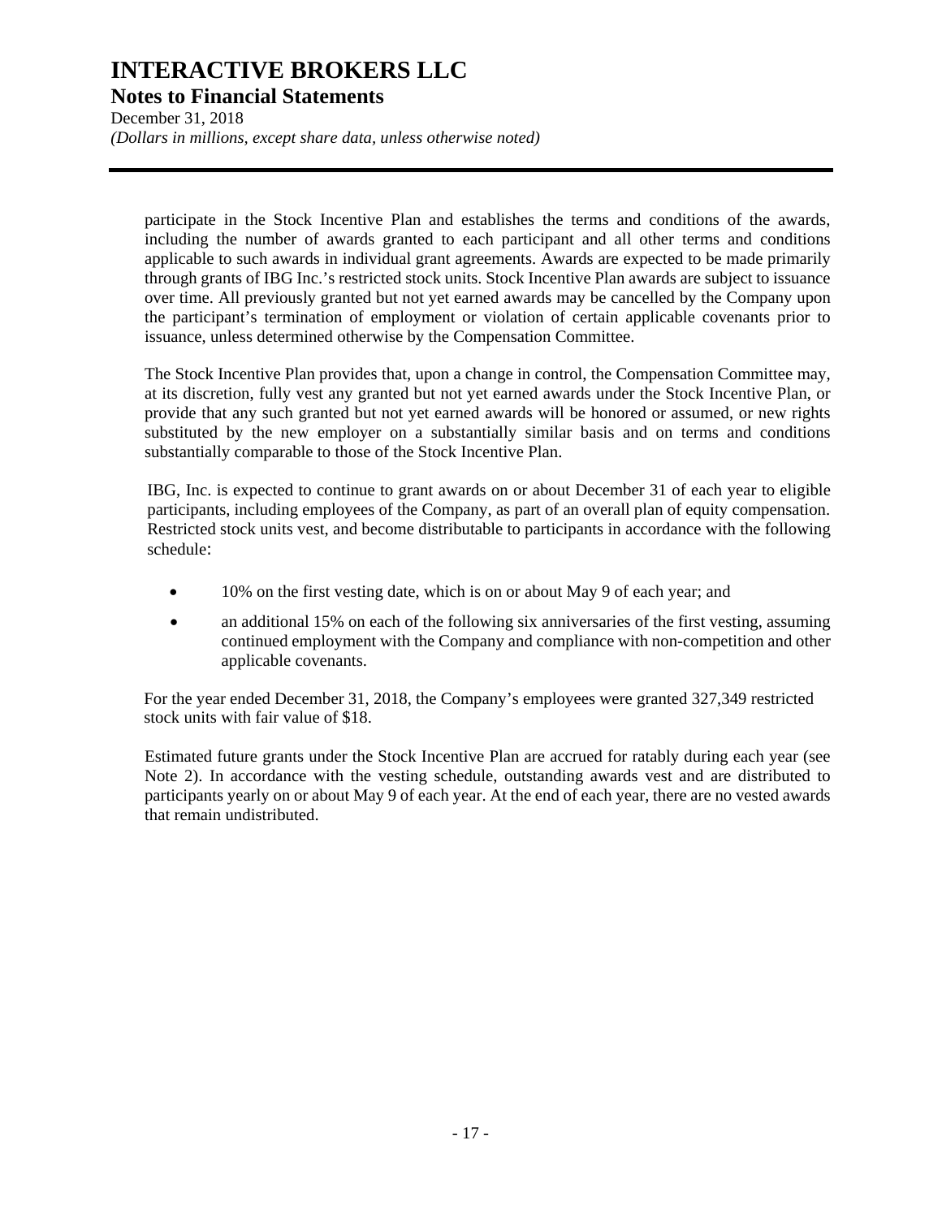participate in the Stock Incentive Plan and establishes the terms and conditions of the awards, including the number of awards granted to each participant and all other terms and conditions applicable to such awards in individual grant agreements. Awards are expected to be made primarily through grants of IBG Inc.'s restricted stock units. Stock Incentive Plan awards are subject to issuance over time. All previously granted but not yet earned awards may be cancelled by the Company upon the participant's termination of employment or violation of certain applicable covenants prior to issuance, unless determined otherwise by the Compensation Committee.

The Stock Incentive Plan provides that, upon a change in control, the Compensation Committee may, at its discretion, fully vest any granted but not yet earned awards under the Stock Incentive Plan, or provide that any such granted but not yet earned awards will be honored or assumed, or new rights substituted by the new employer on a substantially similar basis and on terms and conditions substantially comparable to those of the Stock Incentive Plan.

IBG, Inc. is expected to continue to grant awards on or about December 31 of each year to eligible participants, including employees of the Company, as part of an overall plan of equity compensation. Restricted stock units vest, and become distributable to participants in accordance with the following schedule:

- 10% on the first vesting date, which is on or about May 9 of each year; and
- an additional 15% on each of the following six anniversaries of the first vesting, assuming continued employment with the Company and compliance with non-competition and other applicable covenants.

For the year ended December 31, 2018, the Company's employees were granted 327,349 restricted stock units with fair value of $18.

Estimated future grants under the Stock Incentive Plan are accrued for ratably during each year (see Note 2). In accordance with the vesting schedule, outstanding awards vest and are distributed to participants yearly on or about May 9 of each year. At the end of each year, there are no vested awards that remain undistributed.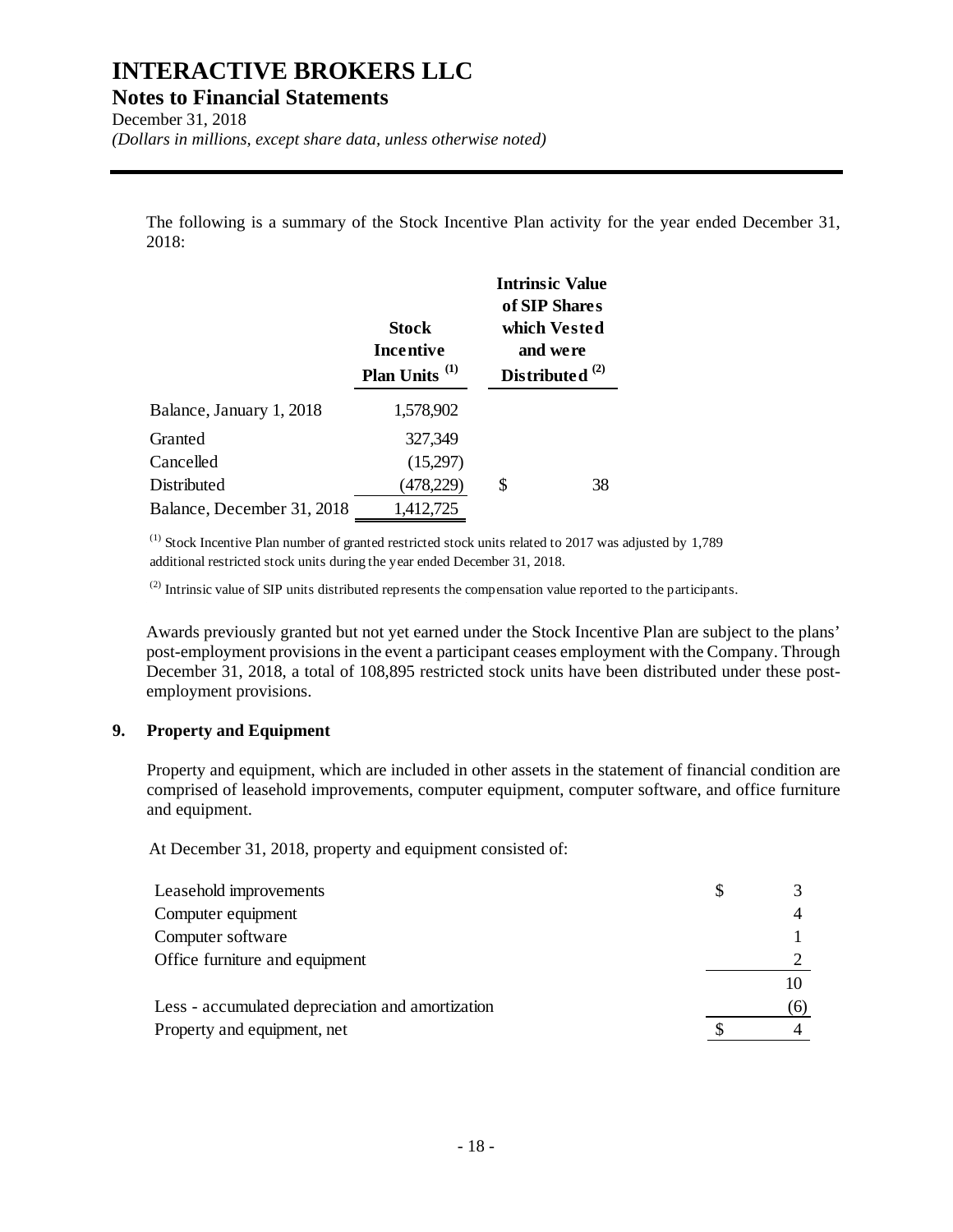# INTERACTIVE BROKERS LLC

## Notes to Financial Statements

December 31, 2018

*(Dollars in millions, except share data, unless otherwise noted)*

The following is a summary of the Stock Incentive Plan activity for the year ended December 31, 2018:

| | Stock Incentive Plan Units [(1)] | Intrinsic Value of SIP Shares which Vested and were Distributed [(2)] |
|---|---|---|
| Balance, January 1, 2018 | 1,578,902 | |
| Granted | 327,349 | |
| Cancelled | (15,297) | |
| Distributed | (478,229) | $ 38 |
| Balance, December 31, 2018 | 1,412,725 | |

[(1)] Stock Incentive Plan number of granted restricted stock units related to 2017 was adjusted by 1,789 additional restricted stock units during the year ended December 31, 2018.

[(2)] Intrinsic value of SIP units distributed represents the compensation value reported to the participants.

Awards previously granted but not yet earned under the Stock Incentive Plan are subject to the plans' post-employment provisions in the event a participant ceases employment with the Company. Through December 31, 2018, a total of 108,895 restricted stock units have been distributed under these post-employment provisions.

## 9. Property and Equipment

Property and equipment, which are included in other assets in the statement of financial condition are comprised of leasehold improvements, computer equipment, computer software, and office furniture and equipment.

At December 31, 2018, property and equipment consisted of:

| | |
|---|---|
| Leasehold improvements | $ 3 |
| Computer equipment | 4 |
| Computer software | 1 |
| Office furniture and equipment | 2 |
| | 10 |
| Less - accumulated depreciation and amortization | (6) |
| Property and equipment, net | $ 4 |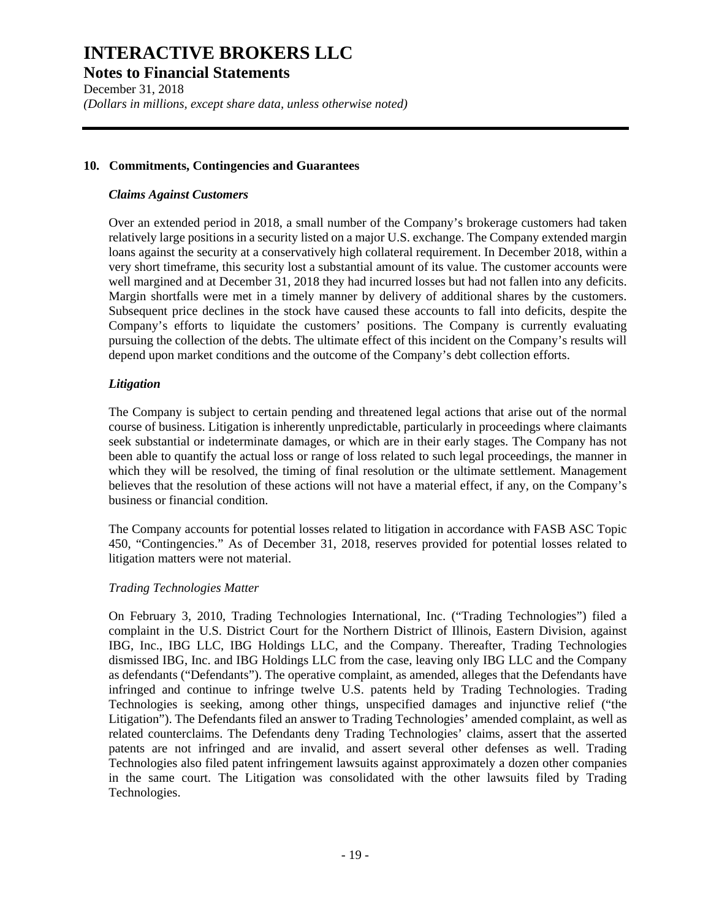## 10. Commitments, Contingencies and Guarantees

### *Claims Against Customers*

Over an extended period in 2018, a small number of the Company's brokerage customers had taken relatively large positions in a security listed on a major U.S. exchange. The Company extended margin loans against the security at a conservatively high collateral requirement. In December 2018, within a very short timeframe, this security lost a substantial amount of its value. The customer accounts were well margined and at December 31, 2018 they had incurred losses but had not fallen into any deficits. Margin shortfalls were met in a timely manner by delivery of additional shares by the customers. Subsequent price declines in the stock have caused these accounts to fall into deficits, despite the Company's efforts to liquidate the customers' positions. The Company is currently evaluating pursuing the collection of the debts. The ultimate effect of this incident on the Company's results will depend upon market conditions and the outcome of the Company's debt collection efforts.

### *Litigation*

The Company is subject to certain pending and threatened legal actions that arise out of the normal course of business. Litigation is inherently unpredictable, particularly in proceedings where claimants seek substantial or indeterminate damages, or which are in their early stages. The Company has not been able to quantify the actual loss or range of loss related to such legal proceedings, the manner in which they will be resolved, the timing of final resolution or the ultimate settlement. Management believes that the resolution of these actions will not have a material effect, if any, on the Company's business or financial condition.

The Company accounts for potential losses related to litigation in accordance with FASB ASC Topic 450, "Contingencies." As of December 31, 2018, reserves provided for potential losses related to litigation matters were not material.

*Trading Technologies Matter*

On February 3, 2010, Trading Technologies International, Inc. ("Trading Technologies") filed a complaint in the U.S. District Court for the Northern District of Illinois, Eastern Division, against IBG, Inc., IBG LLC, IBG Holdings LLC, and the Company. Thereafter, Trading Technologies dismissed IBG, Inc. and IBG Holdings LLC from the case, leaving only IBG LLC and the Company as defendants ("Defendants"). The operative complaint, as amended, alleges that the Defendants have infringed and continue to infringe twelve U.S. patents held by Trading Technologies. Trading Technologies is seeking, among other things, unspecified damages and injunctive relief ("the Litigation"). The Defendants filed an answer to Trading Technologies' amended complaint, as well as related counterclaims. The Defendants deny Trading Technologies' claims, assert that the asserted patents are not infringed and are invalid, and assert several other defenses as well. Trading Technologies also filed patent infringement lawsuits against approximately a dozen other companies in the same court. The Litigation was consolidated with the other lawsuits filed by Trading Technologies.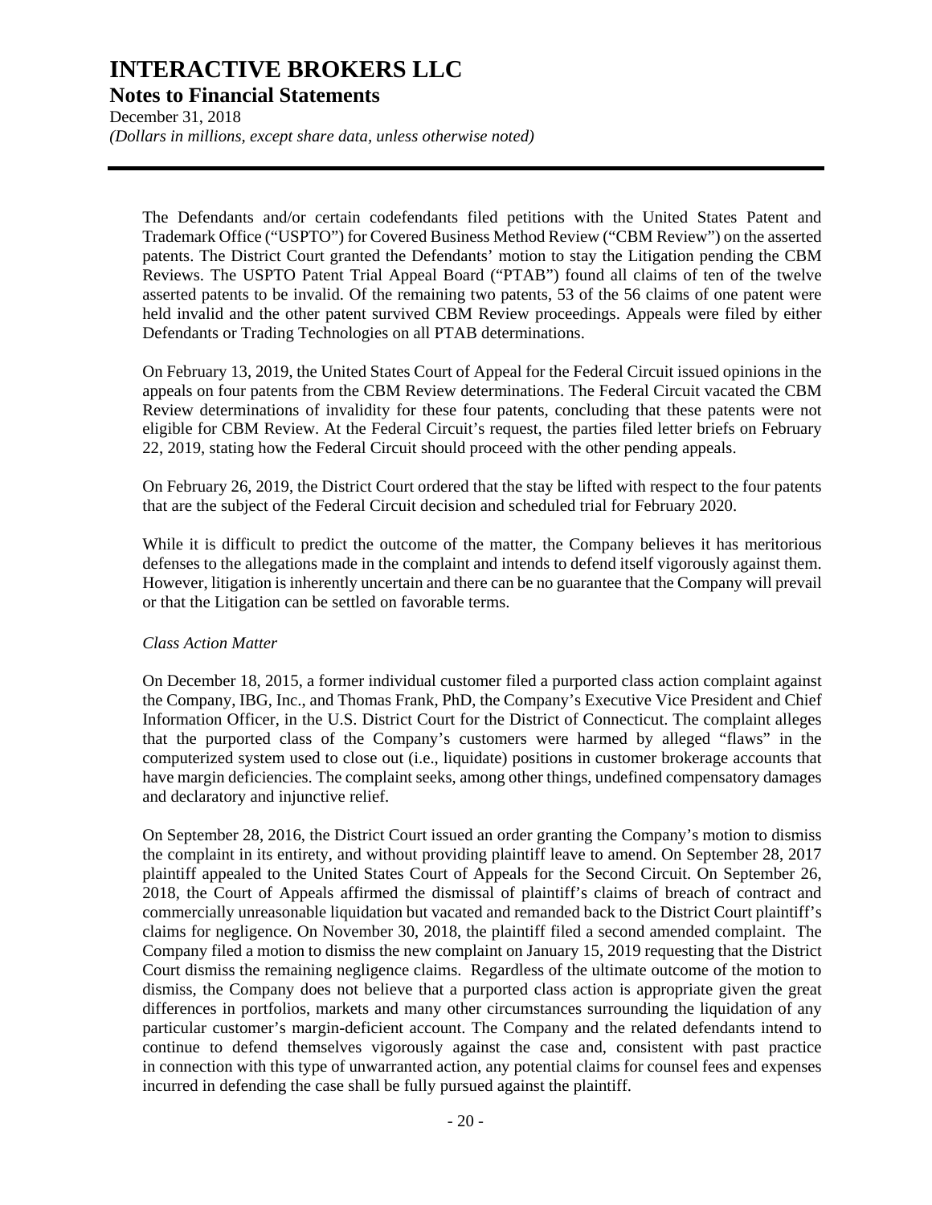The Defendants and/or certain codefendants filed petitions with the United States Patent and Trademark Office ("USPTO") for Covered Business Method Review ("CBM Review") on the asserted patents. The District Court granted the Defendants' motion to stay the Litigation pending the CBM Reviews. The USPTO Patent Trial Appeal Board ("PTAB") found all claims of ten of the twelve asserted patents to be invalid. Of the remaining two patents, 53 of the 56 claims of one patent were held invalid and the other patent survived CBM Review proceedings. Appeals were filed by either Defendants or Trading Technologies on all PTAB determinations.

On February 13, 2019, the United States Court of Appeal for the Federal Circuit issued opinions in the appeals on four patents from the CBM Review determinations. The Federal Circuit vacated the CBM Review determinations of invalidity for these four patents, concluding that these patents were not eligible for CBM Review. At the Federal Circuit's request, the parties filed letter briefs on February 22, 2019, stating how the Federal Circuit should proceed with the other pending appeals.

On February 26, 2019, the District Court ordered that the stay be lifted with respect to the four patents that are the subject of the Federal Circuit decision and scheduled trial for February 2020.

While it is difficult to predict the outcome of the matter, the Company believes it has meritorious defenses to the allegations made in the complaint and intends to defend itself vigorously against them. However, litigation is inherently uncertain and there can be no guarantee that the Company will prevail or that the Litigation can be settled on favorable terms.

*Class Action Matter*

On December 18, 2015, a former individual customer filed a purported class action complaint against the Company, IBG, Inc., and Thomas Frank, PhD, the Company's Executive Vice President and Chief Information Officer, in the U.S. District Court for the District of Connecticut. The complaint alleges that the purported class of the Company's customers were harmed by alleged "flaws" in the computerized system used to close out (i.e., liquidate) positions in customer brokerage accounts that have margin deficiencies. The complaint seeks, among other things, undefined compensatory damages and declaratory and injunctive relief.

On September 28, 2016, the District Court issued an order granting the Company's motion to dismiss the complaint in its entirety, and without providing plaintiff leave to amend. On September 28, 2017 plaintiff appealed to the United States Court of Appeals for the Second Circuit. On September 26, 2018, the Court of Appeals affirmed the dismissal of plaintiff's claims of breach of contract and commercially unreasonable liquidation but vacated and remanded back to the District Court plaintiff's claims for negligence. On November 30, 2018, the plaintiff filed a second amended complaint. The Company filed a motion to dismiss the new complaint on January 15, 2019 requesting that the District Court dismiss the remaining negligence claims. Regardless of the ultimate outcome of the motion to dismiss, the Company does not believe that a purported class action is appropriate given the great differences in portfolios, markets and many other circumstances surrounding the liquidation of any particular customer's margin-deficient account. The Company and the related defendants intend to continue to defend themselves vigorously against the case and, consistent with past practice in connection with this type of unwarranted action, any potential claims for counsel fees and expenses incurred in defending the case shall be fully pursued against the plaintiff.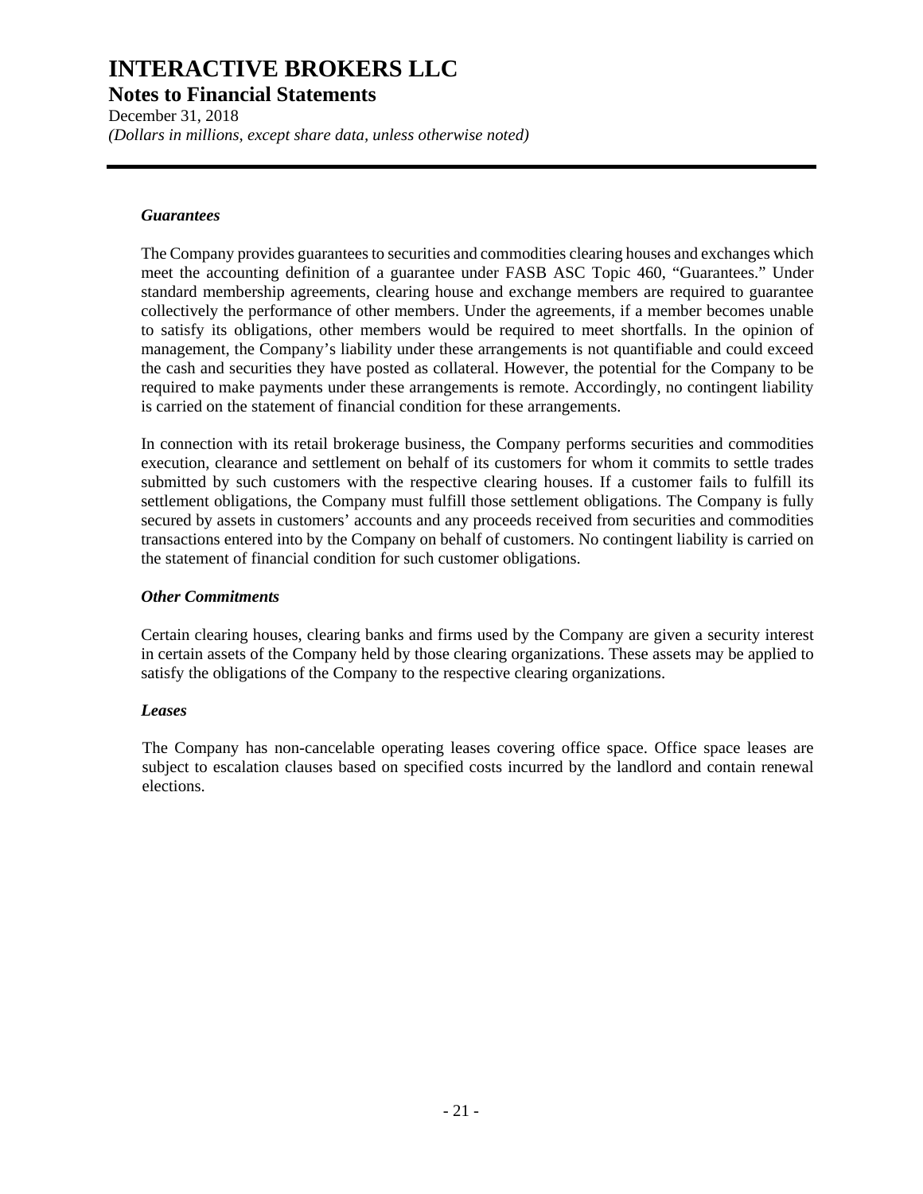### *Guarantees*

The Company provides guarantees to securities and commodities clearing houses and exchanges which meet the accounting definition of a guarantee under FASB ASC Topic 460, "Guarantees." Under standard membership agreements, clearing house and exchange members are required to guarantee collectively the performance of other members. Under the agreements, if a member becomes unable to satisfy its obligations, other members would be required to meet shortfalls. In the opinion of management, the Company's liability under these arrangements is not quantifiable and could exceed the cash and securities they have posted as collateral. However, the potential for the Company to be required to make payments under these arrangements is remote. Accordingly, no contingent liability is carried on the statement of financial condition for these arrangements.

In connection with its retail brokerage business, the Company performs securities and commodities execution, clearance and settlement on behalf of its customers for whom it commits to settle trades submitted by such customers with the respective clearing houses. If a customer fails to fulfill its settlement obligations, the Company must fulfill those settlement obligations. The Company is fully secured by assets in customers' accounts and any proceeds received from securities and commodities transactions entered into by the Company on behalf of customers. No contingent liability is carried on the statement of financial condition for such customer obligations.

### *Other Commitments*

Certain clearing houses, clearing banks and firms used by the Company are given a security interest in certain assets of the Company held by those clearing organizations. These assets may be applied to satisfy the obligations of the Company to the respective clearing organizations.

### *Leases*

The Company has non-cancelable operating leases covering office space. Office space leases are subject to escalation clauses based on specified costs incurred by the landlord and contain renewal elections.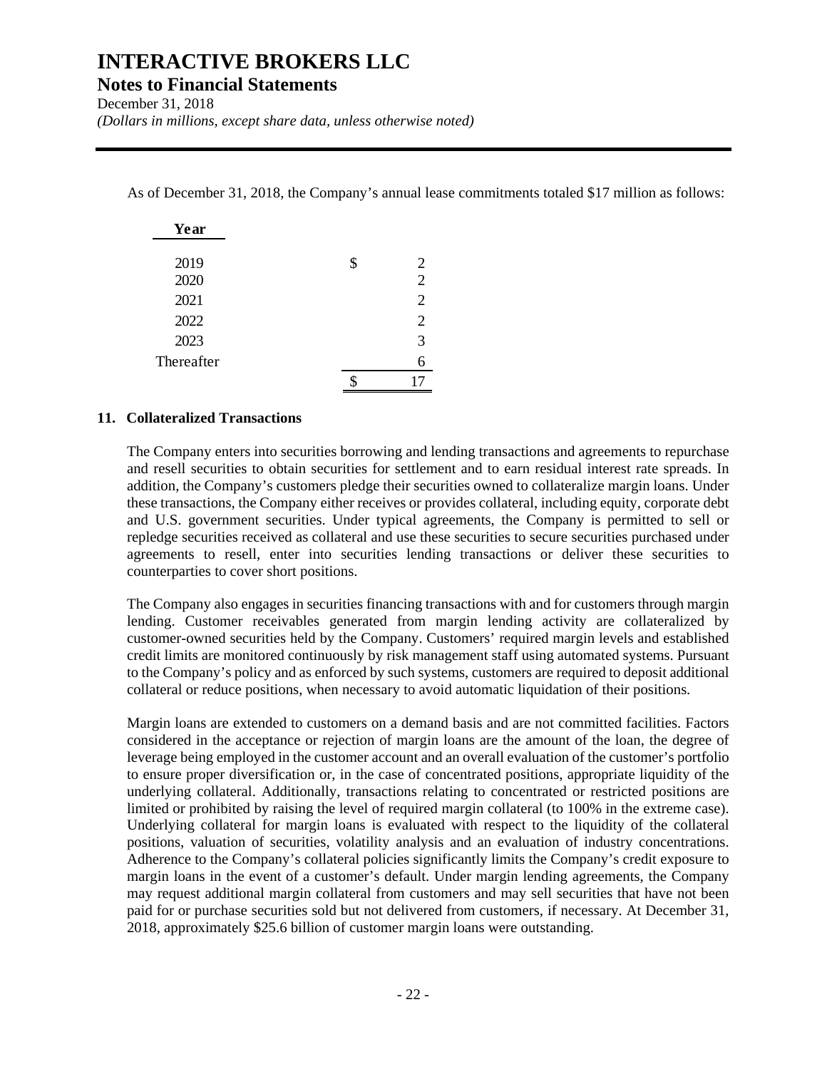As of December 31, 2018, the Company's annual lease commitments totaled $17 million as follows:

| Year | |
|---|---|
| 2019 | $ 2 |
| 2020 | 2 |
| 2021 | 2 |
| 2022 | 2 |
| 2023 | 3 |
| Thereafter | 6 |
| | $ 17 |

## 11. Collateralized Transactions

The Company enters into securities borrowing and lending transactions and agreements to repurchase and resell securities to obtain securities for settlement and to earn residual interest rate spreads. In addition, the Company's customers pledge their securities owned to collateralize margin loans. Under these transactions, the Company either receives or provides collateral, including equity, corporate debt and U.S. government securities. Under typical agreements, the Company is permitted to sell or repledge securities received as collateral and use these securities to secure securities purchased under agreements to resell, enter into securities lending transactions or deliver these securities to counterparties to cover short positions.

The Company also engages in securities financing transactions with and for customers through margin lending. Customer receivables generated from margin lending activity are collateralized by customer-owned securities held by the Company. Customers' required margin levels and established credit limits are monitored continuously by risk management staff using automated systems. Pursuant to the Company's policy and as enforced by such systems, customers are required to deposit additional collateral or reduce positions, when necessary to avoid automatic liquidation of their positions.

Margin loans are extended to customers on a demand basis and are not committed facilities. Factors considered in the acceptance or rejection of margin loans are the amount of the loan, the degree of leverage being employed in the customer account and an overall evaluation of the customer's portfolio to ensure proper diversification or, in the case of concentrated positions, appropriate liquidity of the underlying collateral. Additionally, transactions relating to concentrated or restricted positions are limited or prohibited by raising the level of required margin collateral (to 100% in the extreme case). Underlying collateral for margin loans is evaluated with respect to the liquidity of the collateral positions, valuation of securities, volatility analysis and an evaluation of industry concentrations. Adherence to the Company's collateral policies significantly limits the Company's credit exposure to margin loans in the event of a customer's default. Under margin lending agreements, the Company may request additional margin collateral from customers and may sell securities that have not been paid for or purchase securities sold but not delivered from customers, if necessary. At December 31, 2018, approximately $25.6 billion of customer margin loans were outstanding.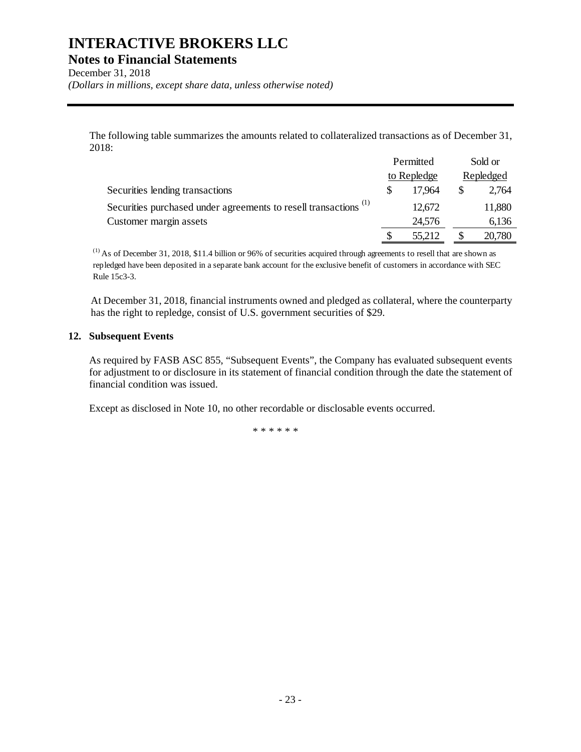The following table summarizes the amounts related to collateralized transactions as of December 31, 2018:

| | Permitted to Repledge | Sold or Repledged |
|---|---|---|
| Securities lending transactions | $ 17,964 | $ 2,764 |
| Securities purchased under agreements to resell transactions [(1)] | 12,672 | 11,880 |
| Customer margin assets | 24,576 | 6,136 |
| | $ 55,212 | $ 20,780 |

[(1)] As of December 31, 2018, $11.4 billion or 96% of securities acquired through agreements to resell that are shown as repledged have been deposited in a separate bank account for the exclusive benefit of customers in accordance with SEC Rule 15c3-3.

At December 31, 2018, financial instruments owned and pledged as collateral, where the counterparty has the right to repledge, consist of U.S. government securities of $29.

## 12. Subsequent Events

As required by FASB ASC 855, "Subsequent Events", the Company has evaluated subsequent events for adjustment to or disclosure in its statement of financial condition through the date the statement of financial condition was issued.

Except as disclosed in Note 10, no other recordable or disclosable events occurred.

* * * * * *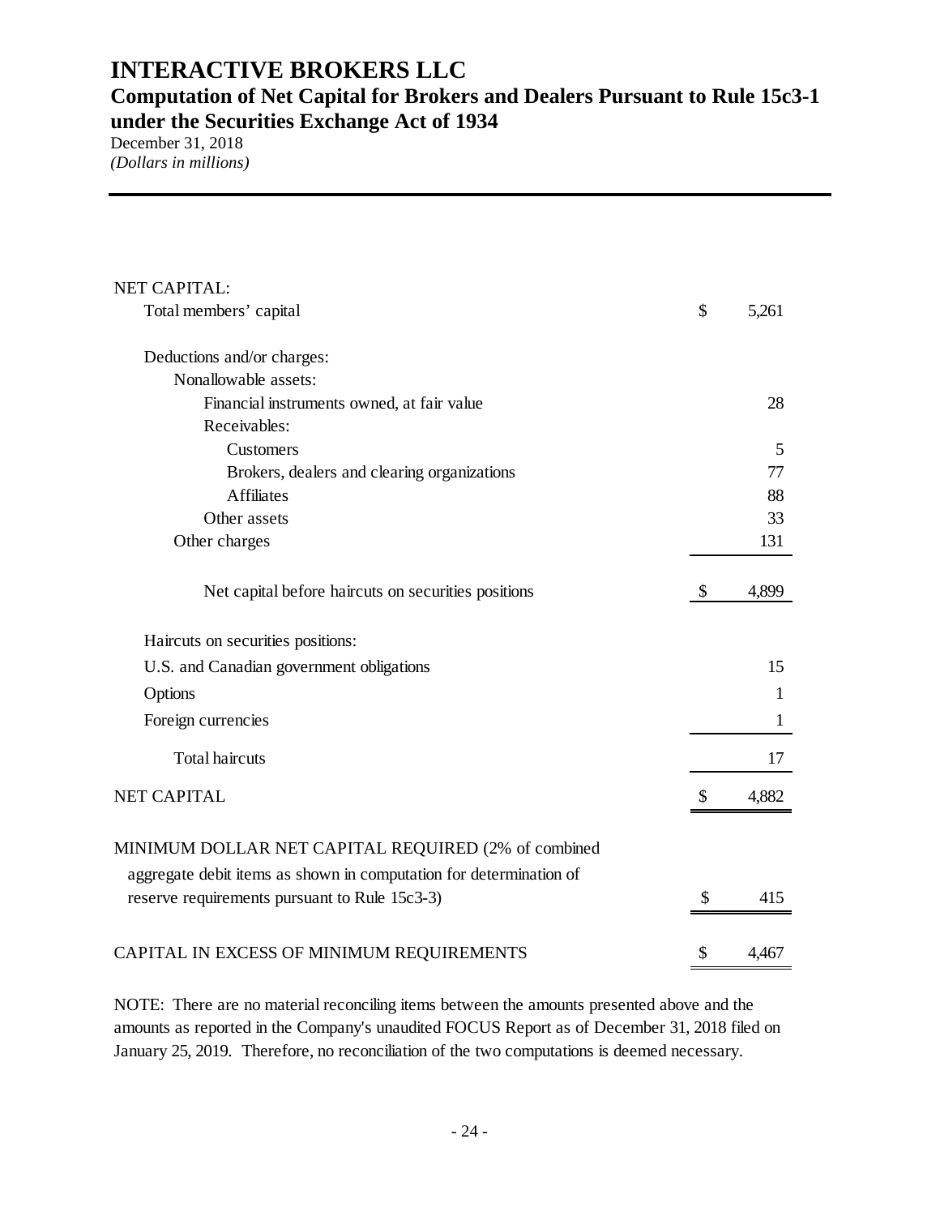# INTERACTIVE BROKERS LLC

## Computation of Net Capital for Brokers and Dealers Pursuant to Rule 15c3-1 under the Securities Exchange Act of 1934

December 31, 2018

*(Dollars in millions)*

| | | |
|---|---|---|
| NET CAPITAL: | | |
| Total members' capital | $ | 5,261 |
| | | |
| Deductions and/or charges: | | |
| Nonallowable assets: | | |
| Financial instruments owned, at fair value | | 28 |
| Receivables: | | |
| Customers | | 5 |
| Brokers, dealers and clearing organizations | | 77 |
| Affiliates | | 88 |
| Other assets | | 33 |
| Other charges | | 131 |
| | | |
| Net capital before haircuts on securities positions | $ | 4,899 |
| | | |
| Haircuts on securities positions: | | |
| U.S. and Canadian government obligations | | 15 |
| Options | | 1 |
| Foreign currencies | | 1 |
| Total haircuts | | 17 |
| NET CAPITAL | $ | 4,882 |
| | | |
| MINIMUM DOLLAR NET CAPITAL REQUIRED (2% of combined aggregate debit items as shown in computation for determination of reserve requirements pursuant to Rule 15c3-3) | $ | 415 |
| | | |
| CAPITAL IN EXCESS OF MINIMUM REQUIREMENTS | $ | 4,467 |

NOTE: There are no material reconciling items between the amounts presented above and the amounts as reported in the Company's unaudited FOCUS Report as of December 31, 2018 filed on January 25, 2019. Therefore, no reconciliation of the two computations is deemed necessary.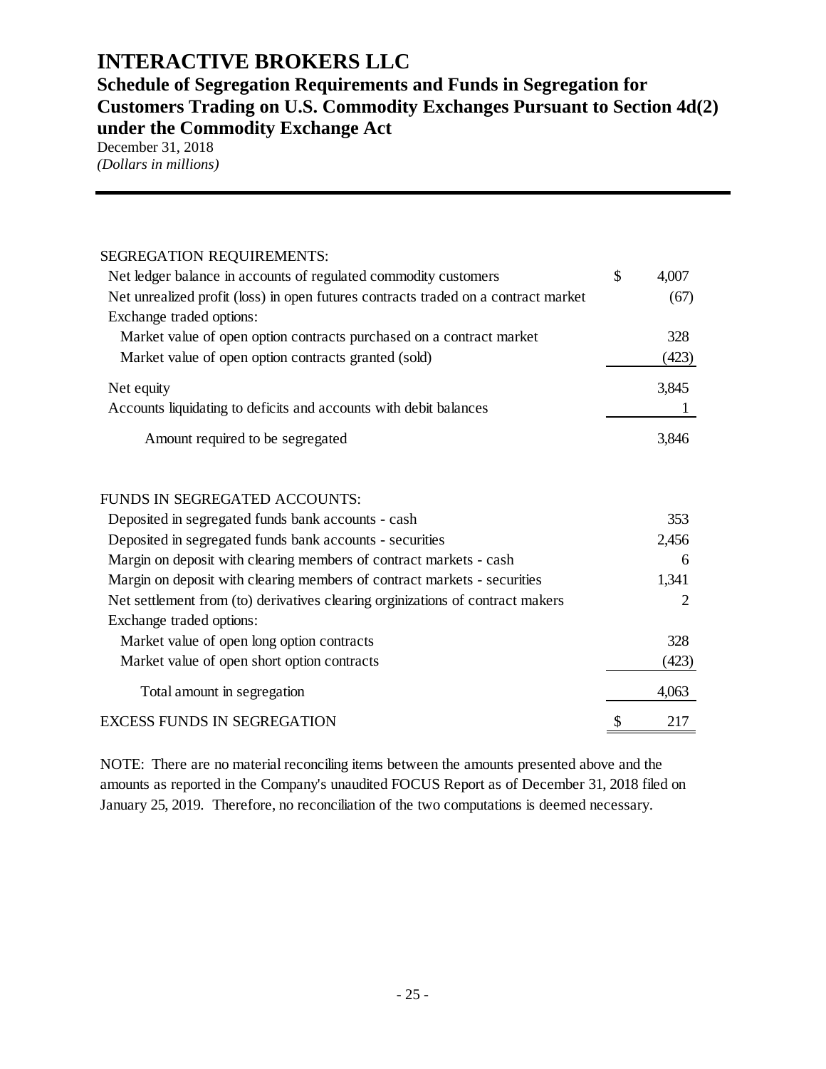# INTERACTIVE BROKERS LLC

## Schedule of Segregation Requirements and Funds in Segregation for Customers Trading on U.S. Commodity Exchanges Pursuant to Section 4d(2) under the Commodity Exchange Act

December 31, 2018

*(Dollars in millions)*

| | | |
|---|---|---|
| SEGREGATION REQUIREMENTS: | | |
| Net ledger balance in accounts of regulated commodity customers | $ | 4,007 |
| Net unrealized profit (loss) in open futures contracts traded on a contract market | | (67) |
| Exchange traded options: | | |
| Market value of open option contracts purchased on a contract market | | 328 |
| Market value of open option contracts granted (sold) | | (423) |
| Net equity | | 3,845 |
| Accounts liquidating to deficits and accounts with debit balances | | 1 |
| Amount required to be segregated | | 3,846 |
| | | |
| FUNDS IN SEGREGATED ACCOUNTS: | | |
| Deposited in segregated funds bank accounts - cash | | 353 |
| Deposited in segregated funds bank accounts - securities | | 2,456 |
| Margin on deposit with clearing members of contract markets - cash | | 6 |
| Margin on deposit with clearing members of contract markets - securities | | 1,341 |
| Net settlement from (to) derivatives clearing orginizations of contract makers | | 2 |
| Exchange traded options: | | |
| Market value of open long option contracts | | 328 |
| Market value of open short option contracts | | (423) |
| Total amount in segregation | | 4,063 |
| EXCESS FUNDS IN SEGREGATION | $ | 217 |

NOTE: There are no material reconciling items between the amounts presented above and the amounts as reported in the Company's unaudited FOCUS Report as of December 31, 2018 filed on January 25, 2019. Therefore, no reconciliation of the two computations is deemed necessary.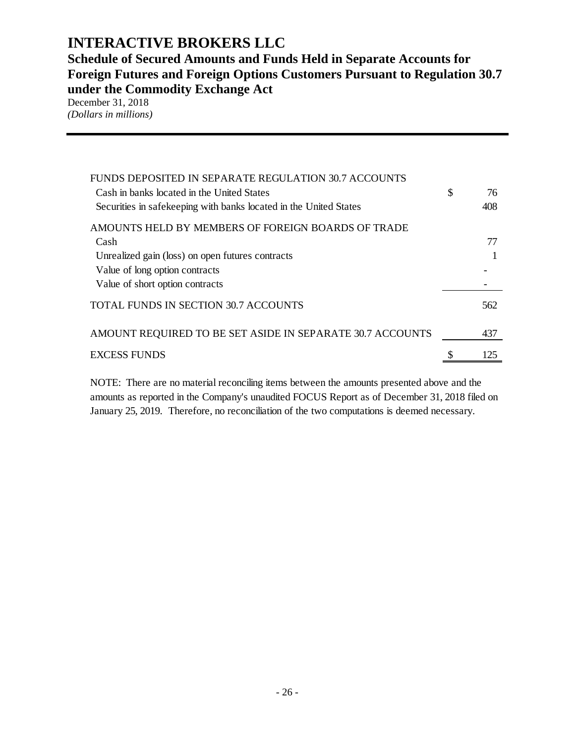# INTERACTIVE BROKERS LLC

## Schedule of Secured Amounts and Funds Held in Separate Accounts for Foreign Futures and Foreign Options Customers Pursuant to Regulation 30.7 under the Commodity Exchange Act

December 31, 2018
*(Dollars in millions)*

| | | |
|---|---|---|
| FUNDS DEPOSITED IN SEPARATE REGULATION 30.7 ACCOUNTS | | |
| Cash in banks located in the United States | $ | 76 |
| Securities in safekeeping with banks located in the United States | | 408 |
| AMOUNTS HELD BY MEMBERS OF FOREIGN BOARDS OF TRADE | | |
| Cash | | 77 |
| Unrealized gain (loss) on open futures contracts | | 1 |
| Value of long option contracts | | - |
| Value of short option contracts | | - |
| TOTAL FUNDS IN SECTION 30.7 ACCOUNTS | | 562 |
| AMOUNT REQUIRED TO BE SET ASIDE IN SEPARATE 30.7 ACCOUNTS | | 437 |
| EXCESS FUNDS | $ | 125 |

NOTE: There are no material reconciling items between the amounts presented above and the amounts as reported in the Company's unaudited FOCUS Report as of December 31, 2018 filed on January 25, 2019. Therefore, no reconciliation of the two computations is deemed necessary.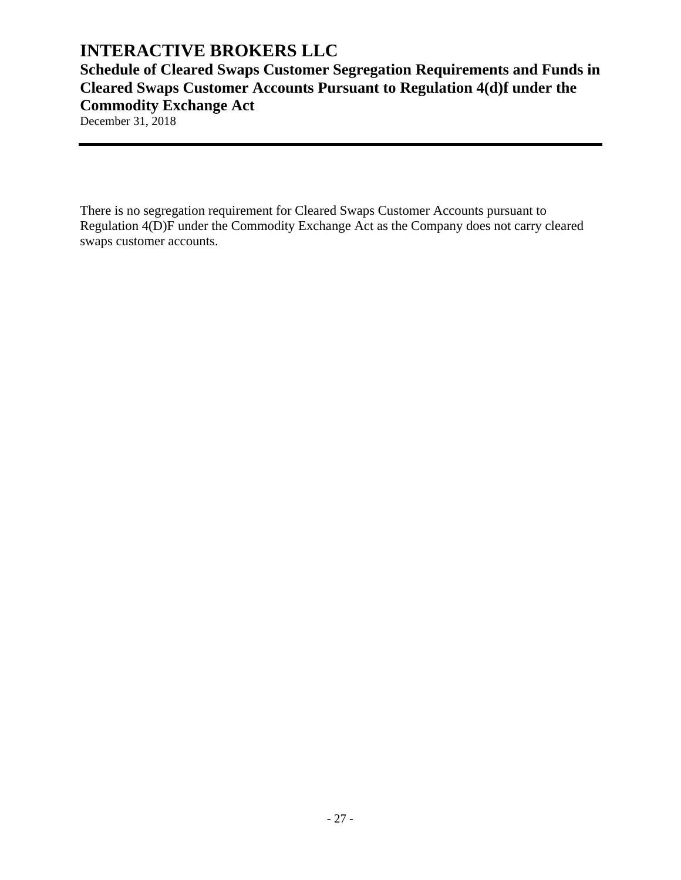# INTERACTIVE BROKERS LLC

## Schedule of Cleared Swaps Customer Segregation Requirements and Funds in Cleared Swaps Customer Accounts Pursuant to Regulation 4(d)f under the Commodity Exchange Act

December 31, 2018

There is no segregation requirement for Cleared Swaps Customer Accounts pursuant to Regulation 4(D)F under the Commodity Exchange Act as the Company does not carry cleared swaps customer accounts.